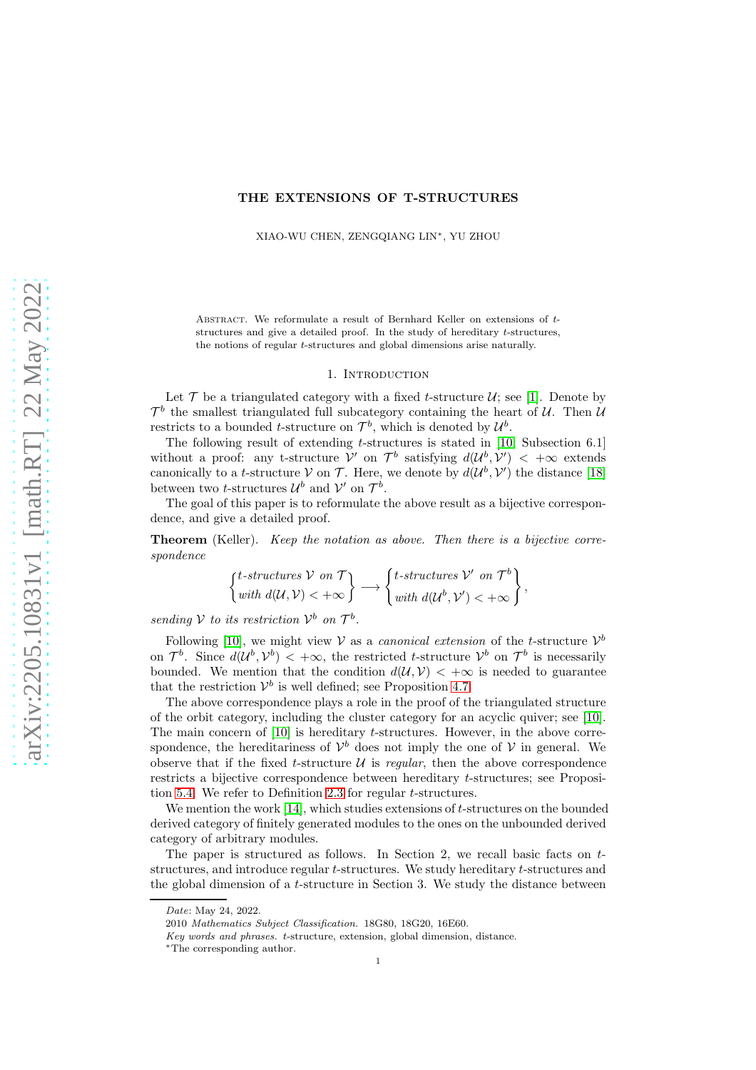# THE EXTENSIONS OF T-STRUCTURES

XIAO-WU CHEN, ZENGQIANG LIN*, YU ZHOU

Abstract. We reformulate a result of Bernhard Keller on extensions of $t$-structures and give a detailed proof. In the study of hereditary $t$-structures, the notions of regular $t$-structures and global dimensions arise naturally.

## 1. Introduction

Let $\mathcal{T}$ be a triangulated category with a fixed $t$-structure $\mathcal{U}$; see [1]. Denote by $\mathcal{T}^b$ the smallest triangulated full subcategory containing the heart of $\mathcal{U}$. Then $\mathcal{U}$ restricts to a bounded $t$-structure on $\mathcal{T}^b$, which is denoted by $\mathcal{U}^b$.

The following result of extending $t$-structures is stated in [10, Subsection 6.1] without a proof: any t-structure $\mathcal{V}'$ on $\mathcal{T}^b$ satisfying $d(\mathcal{U}^b, \mathcal{V}') < +\infty$ extends canonically to a $t$-structure $\mathcal{V}$ on $\mathcal{T}$. Here, we denote by $d(\mathcal{U}^b, \mathcal{V}')$ the distance [18] between two $t$-structures $\mathcal{U}^b$ and $\mathcal{V}'$ on $\mathcal{T}^b$.

The goal of this paper is to reformulate the above result as a bijective correspondence, and give a detailed proof.

**Theorem** (Keller). *Keep the notation as above. Then there is a bijective correspondence*

$$\begin{Bmatrix} t\text{-structures } \mathcal{V} \text{ on } \mathcal{T} \\ \text{with } d(\mathcal{U}, \mathcal{V}) < +\infty \end{Bmatrix} \longrightarrow \begin{Bmatrix} t\text{-structures } \mathcal{V}' \text{ on } \mathcal{T}^b \\ \text{with } d(\mathcal{U}^b, \mathcal{V}') < +\infty \end{Bmatrix},$$

*sending $\mathcal{V}$ to its restriction $\mathcal{V}^b$ on $\mathcal{T}^b$.*

Following [10], we might view $\mathcal{V}$ as a *canonical extension* of the $t$-structure $\mathcal{V}^b$ on $\mathcal{T}^b$. Since $d(\mathcal{U}^b, \mathcal{V}^b) < +\infty$, the restricted $t$-structure $\mathcal{V}^b$ on $\mathcal{T}^b$ is necessarily bounded. We mention that the condition $d(\mathcal{U}, \mathcal{V}) < +\infty$ is needed to guarantee that the restriction $\mathcal{V}^b$ is well defined; see Proposition 4.7.

The above correspondence plays a role in the proof of the triangulated structure of the orbit category, including the cluster category for an acyclic quiver; see [10]. The main concern of [10] is hereditary $t$-structures. However, in the above correspondence, the hereditariness of $\mathcal{V}^b$ does not imply the one of $\mathcal{V}$ in general. We observe that if the fixed $t$-structure $\mathcal{U}$ is *regular*, then the above correspondence restricts a bijective correspondence between hereditary $t$-structures; see Proposition 5.4. We refer to Definition 2.3 for regular $t$-structures.

We mention the work [14], which studies extensions of $t$-structures on the bounded derived category of finitely generated modules to the ones on the unbounded derived category of arbitrary modules.

The paper is structured as follows. In Section 2, we recall basic facts on $t$-structures, and introduce regular $t$-structures. We study hereditary $t$-structures and the global dimension of a $t$-structure in Section 3. We study the distance between

*Date*: May 24, 2022.

2010 *Mathematics Subject Classification.* 18G80, 18G20, 16E60.

*Key words and phrases.* $t$-structure, extension, global dimension, distance.

*The corresponding author.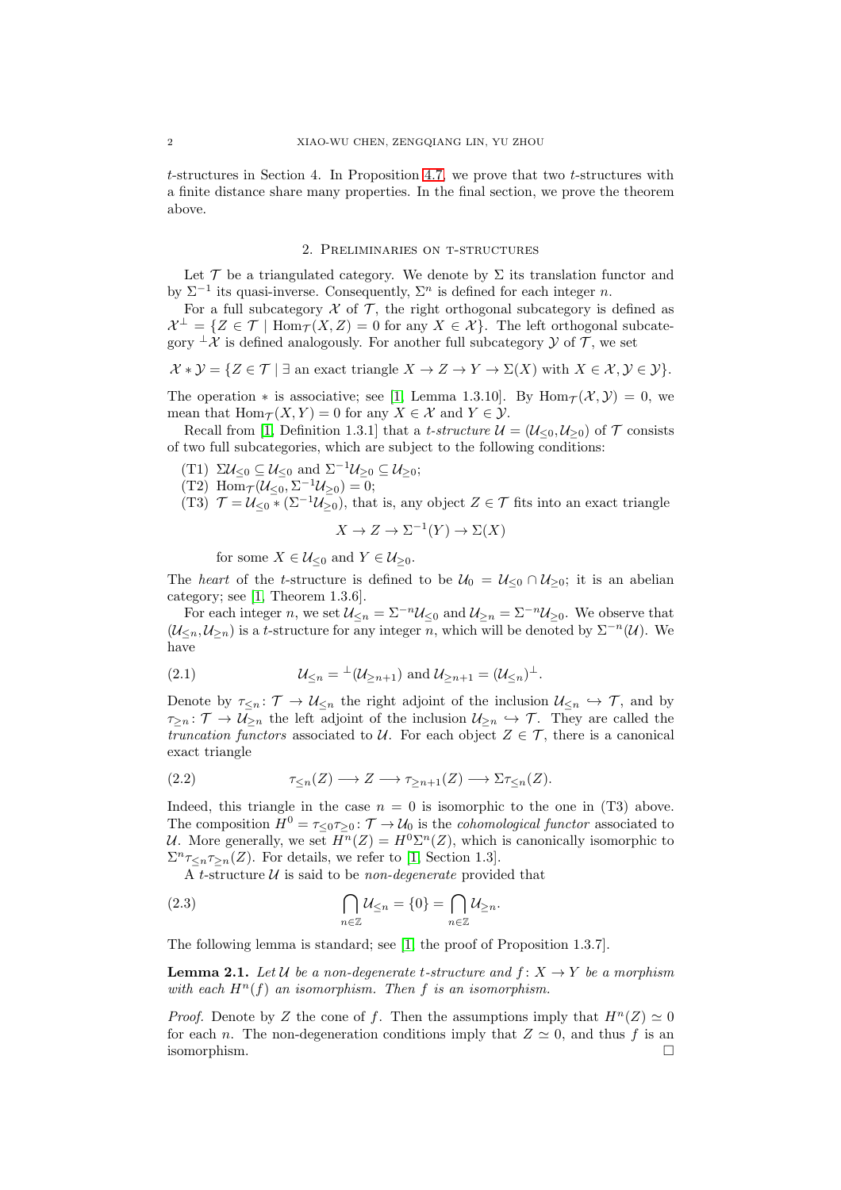$t$-structures in Section 4. In Proposition 4.7, we prove that two $t$-structures with a finite distance share many properties. In the final section, we prove the theorem above.

## 2. Preliminaries on t-structures

Let $\mathcal{T}$ be a triangulated category. We denote by $\Sigma$ its translation functor and by $\Sigma^{-1}$ its quasi-inverse. Consequently, $\Sigma^n$ is defined for each integer $n$.

For a full subcategory $\mathcal{X}$ of $\mathcal{T}$, the right orthogonal subcategory is defined as $\mathcal{X}^\perp = \{Z \in \mathcal{T} \mid \mathrm{Hom}_\mathcal{T}(X, Z) = 0 \text{ for any } X \in \mathcal{X}\}$. The left orthogonal subcategory ${}^\perp\mathcal{X}$ is defined analogously. For another full subcategory $\mathcal{Y}$ of $\mathcal{T}$, we set

$$\mathcal{X} * \mathcal{Y} = \{Z \in \mathcal{T} \mid \exists \text{ an exact triangle } X \to Z \to Y \to \Sigma(X) \text{ with } X \in \mathcal{X}, \mathcal{Y} \in \mathcal{Y}\}.$$

The operation $*$ is associative; see [1, Lemma 1.3.10]. By $\mathrm{Hom}_\mathcal{T}(\mathcal{X}, \mathcal{Y}) = 0$, we mean that $\mathrm{Hom}_\mathcal{T}(X, Y) = 0$ for any $X \in \mathcal{X}$ and $Y \in \mathcal{Y}$.

Recall from [1, Definition 1.3.1] that a *t-structure* $\mathcal{U} = (\mathcal{U}_{\leq 0}, \mathcal{U}_{\geq 0})$ of $\mathcal{T}$ consists of two full subcategories, which are subject to the following conditions:

(T1) $\Sigma\mathcal{U}_{\leq 0} \subseteq \mathcal{U}_{\leq 0}$ and $\Sigma^{-1}\mathcal{U}_{\geq 0} \subseteq \mathcal{U}_{\geq 0}$;

(T2) $\mathrm{Hom}_\mathcal{T}(\mathcal{U}_{\leq 0}, \Sigma^{-1}\mathcal{U}_{\geq 0}) = 0$;

(T3) $\mathcal{T} = \mathcal{U}_{\leq 0} * (\Sigma^{-1}\mathcal{U}_{\geq 0})$, that is, any object $Z \in \mathcal{T}$ fits into an exact triangle

$$X \to Z \to \Sigma^{-1}(Y) \to \Sigma(X)$$

for some $X \in \mathcal{U}_{\leq 0}$ and $Y \in \mathcal{U}_{\geq 0}$.

The *heart* of the $t$-structure is defined to be $\mathcal{U}_0 = \mathcal{U}_{\leq 0} \cap \mathcal{U}_{\geq 0}$; it is an abelian category; see [1, Theorem 1.3.6].

For each integer $n$, we set $\mathcal{U}_{\leq n} = \Sigma^{-n}\mathcal{U}_{\leq 0}$ and $\mathcal{U}_{\geq n} = \Sigma^{-n}\mathcal{U}_{\geq 0}$. We observe that $(\mathcal{U}_{\leq n}, \mathcal{U}_{\geq n})$ is a $t$-structure for any integer $n$, which will be denoted by $\Sigma^{-n}(\mathcal{U})$. We have

$$\mathcal{U}_{\leq n} = {}^\perp(\mathcal{U}_{\geq n+1}) \text{ and } \mathcal{U}_{\geq n+1} = (\mathcal{U}_{\leq n})^\perp. \tag{2.1}$$

Denote by $\tau_{\leq n}\colon \mathcal{T} \to \mathcal{U}_{\leq n}$ the right adjoint of the inclusion $\mathcal{U}_{\leq n} \hookrightarrow \mathcal{T}$, and by $\tau_{\geq n}\colon \mathcal{T} \to \mathcal{U}_{\geq n}$ the left adjoint of the inclusion $\mathcal{U}_{\geq n} \hookrightarrow \mathcal{T}$. They are called the *truncation functors* associated to $\mathcal{U}$. For each object $Z \in \mathcal{T}$, there is a canonical exact triangle

$$\tau_{\leq n}(Z) \longrightarrow Z \longrightarrow \tau_{\geq n+1}(Z) \longrightarrow \Sigma\tau_{\leq n}(Z). \tag{2.2}$$

Indeed, this triangle in the case $n = 0$ is isomorphic to the one in (T3) above. The composition $H^0 = \tau_{\leq 0}\tau_{\geq 0}\colon \mathcal{T} \to \mathcal{U}_0$ is the *cohomological functor* associated to $\mathcal{U}$. More generally, we set $H^n(Z) = H^0\Sigma^n(Z)$, which is canonically isomorphic to $\Sigma^n\tau_{\leq n}\tau_{\geq n}(Z)$. For details, we refer to [1, Section 1.3].

A $t$-structure $\mathcal{U}$ is said to be *non-degenerate* provided that

$$\bigcap_{n\in\mathbb{Z}} \mathcal{U}_{\leq n} = \{0\} = \bigcap_{n\in\mathbb{Z}} \mathcal{U}_{\geq n}. \tag{2.3}$$

The following lemma is standard; see [1, the proof of Proposition 1.3.7].

**Lemma 2.1.** *Let $\mathcal{U}$ be a non-degenerate $t$-structure and $f\colon X \to Y$ be a morphism with each $H^n(f)$ an isomorphism. Then $f$ is an isomorphism.*

*Proof.* Denote by $Z$ the cone of $f$. Then the assumptions imply that $H^n(Z) \simeq 0$ for each $n$. The non-degeneration conditions imply that $Z \simeq 0$, and thus $f$ is an isomorphism. $\square$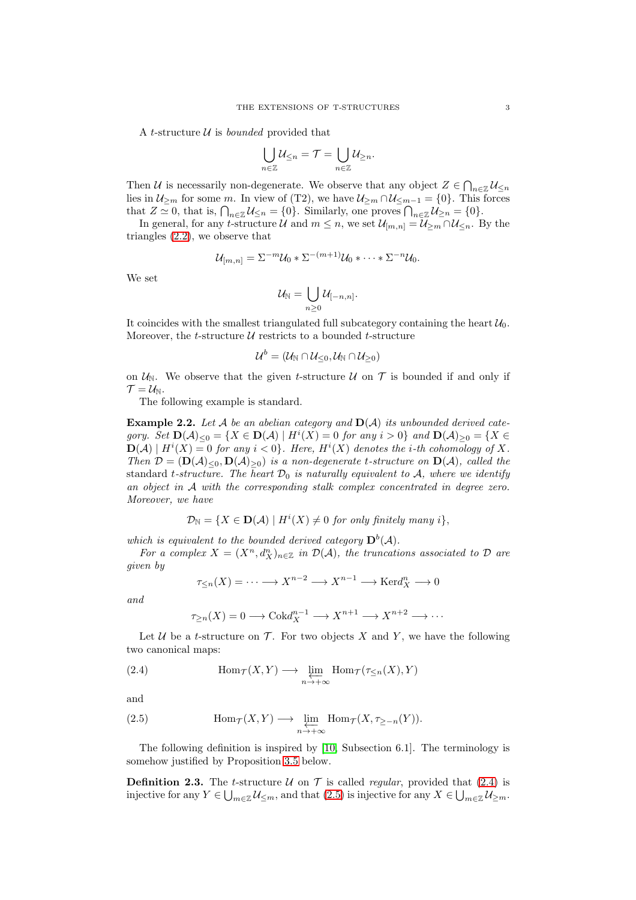A $t$-structure $\mathcal{U}$ is *bounded* provided that

$$\bigcup_{n\in\mathbb{Z}} \mathcal{U}_{\leq n} = \mathcal{T} = \bigcup_{n\in\mathbb{Z}} \mathcal{U}_{\geq n}.$$

Then $\mathcal{U}$ is necessarily non-degenerate. We observe that any object $Z \in \bigcap_{n\in\mathbb{Z}} \mathcal{U}_{\leq n}$ lies in $\mathcal{U}_{\geq m}$ for some $m$. In view of (T2), we have $\mathcal{U}_{\geq m} \cap \mathcal{U}_{\leq m-1} = \{0\}$. This forces that $Z \simeq 0$, that is, $\bigcap_{n\in\mathbb{Z}} \mathcal{U}_{\leq n} = \{0\}$. Similarly, one proves $\bigcap_{n\in\mathbb{Z}} \mathcal{U}_{\geq n} = \{0\}$.

In general, for any $t$-structure $\mathcal{U}$ and $m \leq n$, we set $\mathcal{U}_{[m,n]} = \mathcal{U}_{\geq m} \cap \mathcal{U}_{\leq n}$. By the triangles (2.2), we observe that

$$\mathcal{U}_{[m,n]} = \Sigma^{-m}\mathcal{U}_0 * \Sigma^{-(m+1)}\mathcal{U}_0 * \cdots * \Sigma^{-n}\mathcal{U}_0.$$

We set

$$\mathcal{U}_{\mathbb{N}} = \bigcup_{n\geq 0} \mathcal{U}_{[-n,n]}.$$

It coincides with the smallest triangulated full subcategory containing the heart $\mathcal{U}_0$. Moreover, the $t$-structure $\mathcal{U}$ restricts to a bounded $t$-structure

$$\mathcal{U}^b = (\mathcal{U}_{\mathbb{N}} \cap \mathcal{U}_{\leq 0}, \mathcal{U}_{\mathbb{N}} \cap \mathcal{U}_{\geq 0})$$

on $\mathcal{U}_{\mathbb{N}}$. We observe that the given $t$-structure $\mathcal{U}$ on $\mathcal{T}$ is bounded if and only if $\mathcal{T} = \mathcal{U}_{\mathbb{N}}$.

The following example is standard.

**Example 2.2.** *Let $\mathcal{A}$ be an abelian category and $\mathbf{D}(\mathcal{A})$ its unbounded derived category. Set $\mathbf{D}(\mathcal{A})_{\leq 0} = \{X \in \mathbf{D}(\mathcal{A}) \mid H^i(X) = 0$ for any $i > 0\}$ and $\mathbf{D}(\mathcal{A})_{\geq 0} = \{X \in \mathbf{D}(\mathcal{A}) \mid H^i(X) = 0$ for any $i < 0\}$. Here, $H^i(X)$ denotes the $i$-th cohomology of $X$. Then $\mathcal{D} = (\mathbf{D}(\mathcal{A})_{\leq 0}, \mathbf{D}(\mathcal{A})_{\geq 0})$ is a non-degenerate $t$-structure on $\mathbf{D}(\mathcal{A})$, called the* standard $t$-structure. *The heart $\mathcal{D}_0$ is naturally equivalent to $\mathcal{A}$, where we identify an object in $\mathcal{A}$ with the corresponding stalk complex concentrated in degree zero. Moreover, we have*

$$\mathcal{D}_{\mathbb{N}} = \{X \in \mathbf{D}(\mathcal{A}) \mid H^i(X) \neq 0 \text{ for only finitely many } i\},$$

*which is equivalent to the bounded derived category $\mathbf{D}^b(\mathcal{A})$.*

*For a complex $X = (X^n, d_X^n)_{n\in\mathbb{Z}}$ in $\mathcal{D}(\mathcal{A})$, the truncations associated to $\mathcal{D}$ are given by*

$$\tau_{\leq n}(X) = \cdots \longrightarrow X^{n-2} \longrightarrow X^{n-1} \longrightarrow \mathrm{Ker} d_X^n \longrightarrow 0$$

*and*

$$\tau_{\geq n}(X) = 0 \longrightarrow \mathrm{Cok} d_X^{n-1} \longrightarrow X^{n+1} \longrightarrow X^{n+2} \longrightarrow \cdots$$

Let $\mathcal{U}$ be a $t$-structure on $\mathcal{T}$. For two objects $X$ and $Y$, we have the following two canonical maps:

$$\mathrm{Hom}_{\mathcal{T}}(X, Y) \longrightarrow \varprojlim_{n\to+\infty} \mathrm{Hom}_{\mathcal{T}}(\tau_{\leq n}(X), Y) \tag{2.4}$$

and

$$\mathrm{Hom}_{\mathcal{T}}(X, Y) \longrightarrow \varprojlim_{n\to+\infty} \mathrm{Hom}_{\mathcal{T}}(X, \tau_{\geq -n}(Y)). \tag{2.5}$$

The following definition is inspired by [10, Subsection 6.1]. The terminology is somehow justified by Proposition 3.5 below.

**Definition 2.3.** The $t$-structure $\mathcal{U}$ on $\mathcal{T}$ is called *regular*, provided that (2.4) is injective for any $Y \in \bigcup_{m\in\mathbb{Z}} \mathcal{U}_{\leq m}$, and that (2.5) is injective for any $X \in \bigcup_{m\in\mathbb{Z}} \mathcal{U}_{\geq m}$.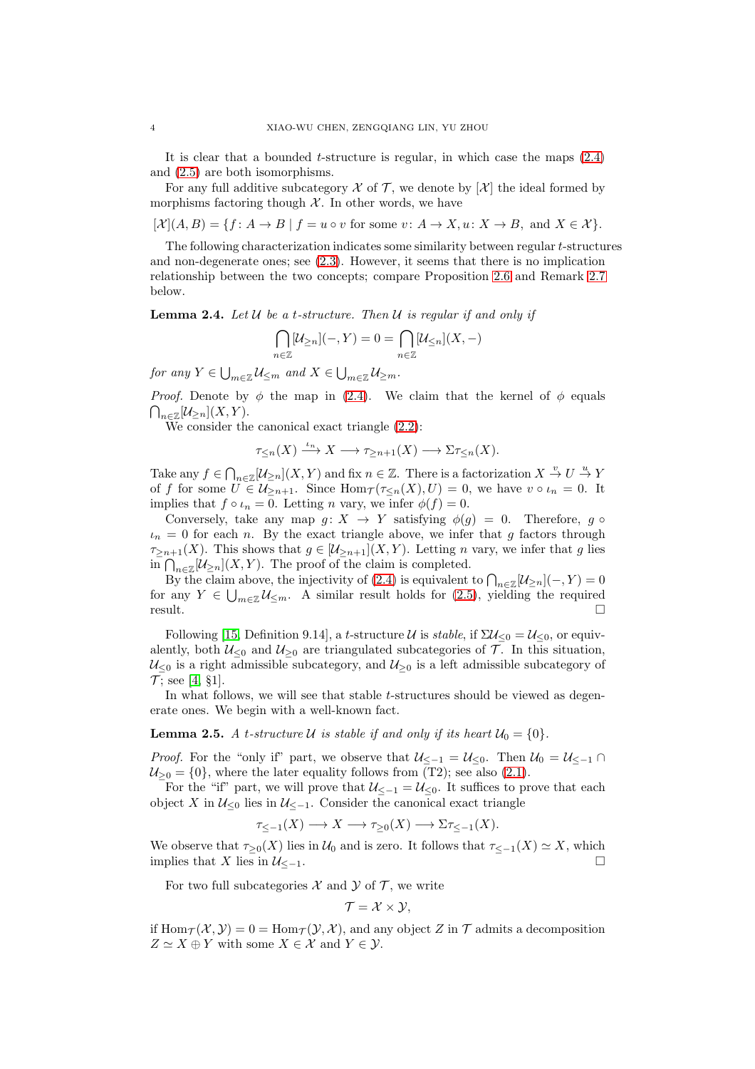It is clear that a bounded $t$-structure is regular, in which case the maps (2.4) and (2.5) are both isomorphisms.

For any full additive subcategory $\mathcal{X}$ of $\mathcal{T}$, we denote by $[\mathcal{X}]$ the ideal formed by morphisms factoring though $\mathcal{X}$. In other words, we have

$$[\mathcal{X}](A,B) = \{f\colon A \to B \mid f = u \circ v \text{ for some } v\colon A \to X, u\colon X \to B, \text{ and } X \in \mathcal{X}\}.$$

The following characterization indicates some similarity between regular $t$-structures and non-degenerate ones; see (2.3). However, it seems that there is no implication relationship between the two concepts; compare Proposition 2.6 and Remark 2.7 below.

**Lemma 2.4.** *Let $\mathcal{U}$ be a $t$-structure. Then $\mathcal{U}$ is regular if and only if*

$$\bigcap_{n\in\mathbb{Z}} [\mathcal{U}_{\geq n}](-,Y) = 0 = \bigcap_{n\in\mathbb{Z}} [\mathcal{U}_{\leq n}](X,-)$$

*for any $Y \in \bigcup_{m\in\mathbb{Z}} \mathcal{U}_{\leq m}$ and $X \in \bigcup_{m\in\mathbb{Z}} \mathcal{U}_{\geq m}$.*

*Proof.* Denote by $\phi$ the map in (2.4). We claim that the kernel of $\phi$ equals $\bigcap_{n\in\mathbb{Z}}[\mathcal{U}_{\geq n}](X,Y)$.

We consider the canonical exact triangle (2.2):

$$\tau_{\leq n}(X) \xrightarrow{\iota_n} X \longrightarrow \tau_{\geq n+1}(X) \longrightarrow \Sigma\tau_{\leq n}(X).$$

Take any $f \in \bigcap_{n\in\mathbb{Z}}[\mathcal{U}_{\geq n}](X,Y)$ and fix $n \in \mathbb{Z}$. There is a factorization $X \xrightarrow{v} U \xrightarrow{u} Y$ of $f$ for some $U \in \mathcal{U}_{\geq n+1}$. Since $\mathrm{Hom}_{\mathcal{T}}(\tau_{\leq n}(X), U) = 0$, we have $v \circ \iota_n = 0$. It implies that $f \circ \iota_n = 0$. Letting $n$ vary, we infer $\phi(f) = 0$.

Conversely, take any map $g\colon X \to Y$ satisfying $\phi(g) = 0$. Therefore, $g \circ \iota_n = 0$ for each $n$. By the exact triangle above, we infer that $g$ factors through $\tau_{\geq n+1}(X)$. This shows that $g \in [\mathcal{U}_{\geq n+1}](X,Y)$. Letting $n$ vary, we infer that $g$ lies in $\bigcap_{n\in\mathbb{Z}}[\mathcal{U}_{\geq n}](X,Y)$. The proof of the claim is completed.

By the claim above, the injectivity of (2.4) is equivalent to $\bigcap_{n\in\mathbb{Z}}[\mathcal{U}_{\geq n}](-,Y) = 0$ for any $Y \in \bigcup_{m\in\mathbb{Z}} \mathcal{U}_{\leq m}$. A similar result holds for (2.5), yielding the required result. $\square$

Following [15, Definition 9.14], a $t$-structure $\mathcal{U}$ is *stable*, if $\Sigma\mathcal{U}_{\leq 0} = \mathcal{U}_{\leq 0}$, or equivalently, both $\mathcal{U}_{\leq 0}$ and $\mathcal{U}_{\geq 0}$ are triangulated subcategories of $\mathcal{T}$. In this situation, $\mathcal{U}_{\leq 0}$ is a right admissible subcategory, and $\mathcal{U}_{\geq 0}$ is a left admissible subcategory of $\mathcal{T}$; see [4, §1].

In what follows, we will see that stable $t$-structures should be viewed as degenerate ones. We begin with a well-known fact.

**Lemma 2.5.** *A $t$-structure $\mathcal{U}$ is stable if and only if its heart $\mathcal{U}_0 = \{0\}$.*

*Proof.* For the "only if" part, we observe that $\mathcal{U}_{\leq -1} = \mathcal{U}_{\leq 0}$. Then $\mathcal{U}_0 = \mathcal{U}_{\leq -1} \cap \mathcal{U}_{\geq 0} = \{0\}$, where the later equality follows from (T2); see also (2.1).

For the "if" part, we will prove that $\mathcal{U}_{\leq -1} = \mathcal{U}_{\leq 0}$. It suffices to prove that each object $X$ in $\mathcal{U}_{\leq 0}$ lies in $\mathcal{U}_{\leq -1}$. Consider the canonical exact triangle

$$\tau_{\leq -1}(X) \longrightarrow X \longrightarrow \tau_{\geq 0}(X) \longrightarrow \Sigma\tau_{\leq -1}(X).$$

We observe that $\tau_{\geq 0}(X)$ lies in $\mathcal{U}_0$ and is zero. It follows that $\tau_{\leq -1}(X) \simeq X$, which implies that $X$ lies in $\mathcal{U}_{\leq -1}$. $\square$

For two full subcategories $\mathcal{X}$ and $\mathcal{Y}$ of $\mathcal{T}$, we write

$$\mathcal{T} = \mathcal{X} \times \mathcal{Y},$$

if $\mathrm{Hom}_{\mathcal{T}}(\mathcal{X},\mathcal{Y}) = 0 = \mathrm{Hom}_{\mathcal{T}}(\mathcal{Y},\mathcal{X})$, and any object $Z$ in $\mathcal{T}$ admits a decomposition $Z \simeq X \oplus Y$ with some $X \in \mathcal{X}$ and $Y \in \mathcal{Y}$.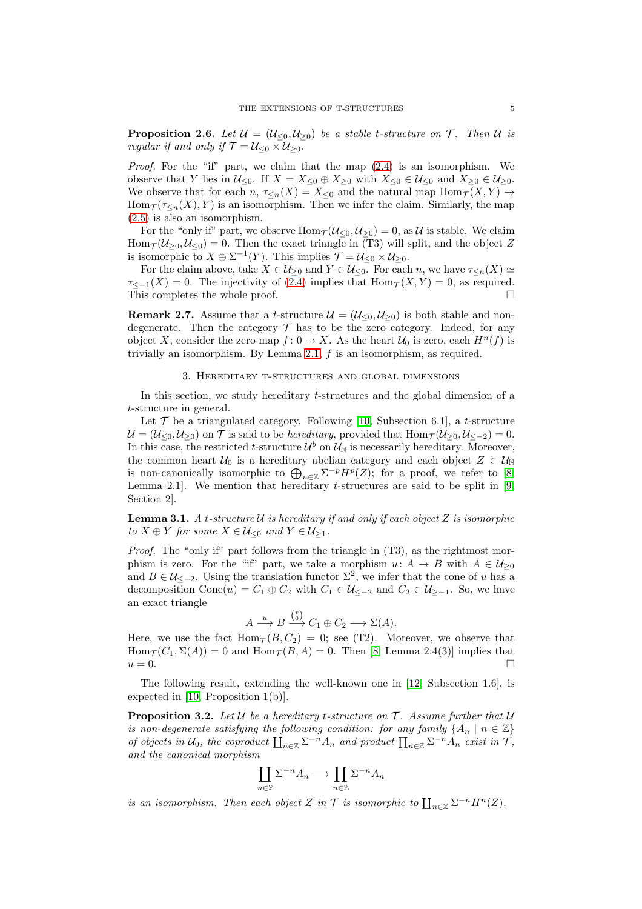**Proposition 2.6.** *Let $\mathcal{U} = (\mathcal{U}_{\leq 0}, \mathcal{U}_{\geq 0})$ be a stable t-structure on $\mathcal{T}$. Then $\mathcal{U}$ is regular if and only if $\mathcal{T} = \mathcal{U}_{\leq 0} \times \mathcal{U}_{\geq 0}$.*

*Proof.* For the "if" part, we claim that the map (2.4) is an isomorphism. We observe that $Y$ lies in $\mathcal{U}_{\leq 0}$. If $X = X_{\leq 0} \oplus X_{\geq 0}$ with $X_{\leq 0} \in \mathcal{U}_{\leq 0}$ and $X_{\geq 0} \in \mathcal{U}_{\geq 0}$. We observe that for each $n$, $\tau_{\leq n}(X) = X_{\leq 0}$ and the natural map $\mathrm{Hom}_{\mathcal{T}}(X, Y) \to \mathrm{Hom}_{\mathcal{T}}(\tau_{\leq n}(X), Y)$ is an isomorphism. Then we infer the claim. Similarly, the map (2.5) is also an isomorphism.

For the "only if" part, we observe $\mathrm{Hom}_{\mathcal{T}}(\mathcal{U}_{\leq 0}, \mathcal{U}_{\geq 0}) = 0$, as $\mathcal{U}$ is stable. We claim $\mathrm{Hom}_{\mathcal{T}}(\mathcal{U}_{\geq 0}, \mathcal{U}_{\leq 0}) = 0$. Then the exact triangle in (T3) will split, and the object $Z$ is isomorphic to $X \oplus \Sigma^{-1}(Y)$. This implies $\mathcal{T} = \mathcal{U}_{\leq 0} \times \mathcal{U}_{\geq 0}$.

For the claim above, take $X \in \mathcal{U}_{\geq 0}$ and $Y \in \mathcal{U}_{\leq 0}$. For each $n$, we have $\tau_{\leq n}(X) \simeq \tau_{\leq -1}(X) = 0$. The injectivity of (2.4) implies that $\mathrm{Hom}_{\mathcal{T}}(X, Y) = 0$, as required. This completes the whole proof. $\square$

**Remark 2.7.** Assume that a $t$-structure $\mathcal{U} = (\mathcal{U}_{\leq 0}, \mathcal{U}_{\geq 0})$ is both stable and non-degenerate. Then the category $\mathcal{T}$ has to be the zero category. Indeed, for any object $X$, consider the zero map $f\colon 0 \to X$. As the heart $\mathcal{U}_0$ is zero, each $H^n(f)$ is trivially an isomorphism. By Lemma 2.1, $f$ is an isomorphism, as required.

## 3. Hereditary t-structures and global dimensions

In this section, we study hereditary $t$-structures and the global dimension of a $t$-structure in general.

Let $\mathcal{T}$ be a triangulated category. Following [10, Subsection 6.1], a $t$-structure $\mathcal{U} = (\mathcal{U}_{\leq 0}, \mathcal{U}_{\geq 0})$ on $\mathcal{T}$ is said to be *hereditary*, provided that $\mathrm{Hom}_{\mathcal{T}}(\mathcal{U}_{\geq 0}, \mathcal{U}_{\leq -2}) = 0$. In this case, the restricted $t$-structure $\mathcal{U}^b$ on $\mathcal{U}_{\mathbb{N}}$ is necessarily hereditary. Moreover, the common heart $\mathcal{U}_0$ is a hereditary abelian category and each object $Z \in \mathcal{U}_{\mathbb{N}}$ is non-canonically isomorphic to $\bigoplus_{n\in\mathbb{Z}} \Sigma^{-p} H^p(Z)$; for a proof, we refer to [8, Lemma 2.1]. We mention that hereditary $t$-structures are said to be split in [9, Section 2].

**Lemma 3.1.** *A $t$-structure $\mathcal{U}$ is hereditary if and only if each object $Z$ is isomorphic to $X \oplus Y$ for some $X \in \mathcal{U}_{\leq 0}$ and $Y \in \mathcal{U}_{\geq 1}$.*

*Proof.* The "only if" part follows from the triangle in (T3), as the rightmost morphism is zero. For the "if" part, we take a morphism $u\colon A \to B$ with $A \in \mathcal{U}_{\geq 0}$ and $B \in \mathcal{U}_{\leq -2}$. Using the translation functor $\Sigma^2$, we infer that the cone of $u$ has a decomposition $\mathrm{Cone}(u) = C_1 \oplus C_2$ with $C_1 \in \mathcal{U}_{\leq -2}$ and $C_2 \in \mathcal{U}_{\geq -1}$. So, we have an exact triangle

$$A \xrightarrow{u} B \xrightarrow{\binom{v}{0}} C_1 \oplus C_2 \longrightarrow \Sigma(A).$$

Here, we use the fact $\mathrm{Hom}_{\mathcal{T}}(B, C_2) = 0$; see (T2). Moreover, we observe that $\mathrm{Hom}_{\mathcal{T}}(C_1, \Sigma(A)) = 0$ and $\mathrm{Hom}_{\mathcal{T}}(B, A) = 0$. Then [8, Lemma 2.4(3)] implies that $u = 0$. $\square$

The following result, extending the well-known one in [12, Subsection 1.6], is expected in [10, Proposition 1(b)].

**Proposition 3.2.** *Let $\mathcal{U}$ be a hereditary $t$-structure on $\mathcal{T}$. Assume further that $\mathcal{U}$ is non-degenerate satisfying the following condition: for any family $\{A_n \mid n \in \mathbb{Z}\}$ of objects in $\mathcal{U}_0$, the coproduct $\coprod_{n\in\mathbb{Z}} \Sigma^{-n} A_n$ and product $\prod_{n\in\mathbb{Z}} \Sigma^{-n} A_n$ exist in $\mathcal{T}$, and the canonical morphism*

$$\coprod_{n\in\mathbb{Z}} \Sigma^{-n} A_n \longrightarrow \prod_{n\in\mathbb{Z}} \Sigma^{-n} A_n$$

*is an isomorphism. Then each object $Z$ in $\mathcal{T}$ is isomorphic to $\coprod_{n\in\mathbb{Z}} \Sigma^{-n} H^n(Z)$.*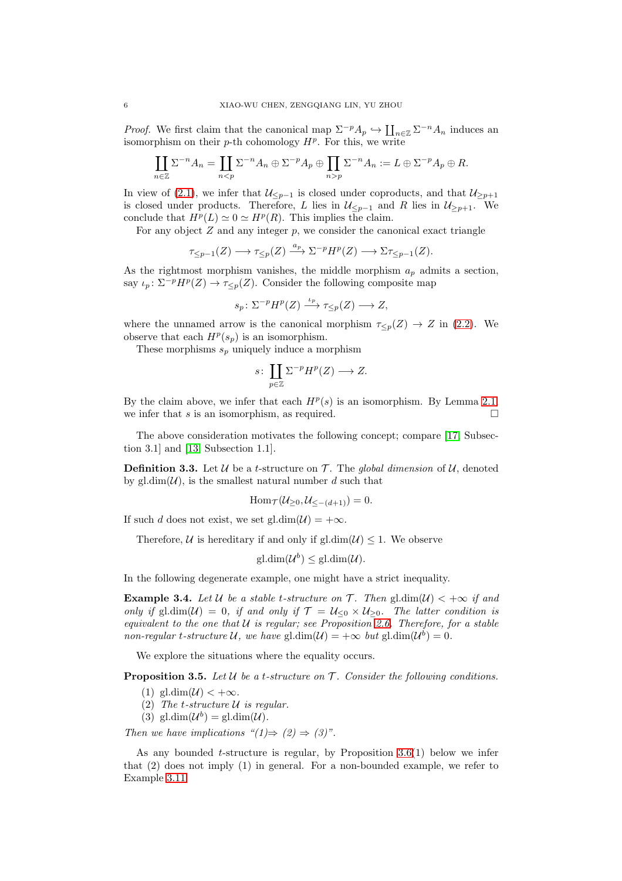*Proof.* We first claim that the canonical map $\Sigma^{-p}A_p \hookrightarrow \coprod_{n\in\mathbb{Z}} \Sigma^{-n}A_n$ induces an isomorphism on their $p$-th cohomology $H^p$. For this, we write

$$\coprod_{n\in\mathbb{Z}} \Sigma^{-n}A_n = \coprod_{n<p} \Sigma^{-n}A_n \oplus \Sigma^{-p}A_p \oplus \prod_{n>p} \Sigma^{-n}A_n := L \oplus \Sigma^{-p}A_p \oplus R.$$

In view of (2.1), we infer that $\mathcal{U}_{\leq p-1}$ is closed under coproducts, and that $\mathcal{U}_{\geq p+1}$ is closed under products. Therefore, $L$ lies in $\mathcal{U}_{\leq p-1}$ and $R$ lies in $\mathcal{U}_{\geq p+1}$. We conclude that $H^p(L) \simeq 0 \simeq H^p(R)$. This implies the claim.

For any object $Z$ and any integer $p$, we consider the canonical exact triangle

$$\tau_{\leq p-1}(Z) \longrightarrow \tau_{\leq p}(Z) \xrightarrow{a_p} \Sigma^{-p}H^p(Z) \longrightarrow \Sigma\tau_{\leq p-1}(Z).$$

As the rightmost morphism vanishes, the middle morphism $a_p$ admits a section, say $\iota_p \colon \Sigma^{-p}H^p(Z) \to \tau_{\leq p}(Z)$. Consider the following composite map

$$s_p \colon \Sigma^{-p}H^p(Z) \xrightarrow{\iota_p} \tau_{\leq p}(Z) \longrightarrow Z,$$

where the unnamed arrow is the canonical morphism $\tau_{\leq p}(Z) \to Z$ in (2.2). We observe that each $H^p(s_p)$ is an isomorphism.

These morphisms $s_p$ uniquely induce a morphism

$$s \colon \coprod_{p\in\mathbb{Z}} \Sigma^{-p}H^p(Z) \longrightarrow Z.$$

By the claim above, we infer that each $H^p(s)$ is an isomorphism. By Lemma 2.1, we infer that $s$ is an isomorphism, as required. □

The above consideration motivates the following concept; compare [17, Subsection 3.1] and [13, Subsection 1.1].

**Definition 3.3.** Let $\mathcal{U}$ be a $t$-structure on $\mathcal{T}$. The *global dimension* of $\mathcal{U}$, denoted by $\mathrm{gl.dim}(\mathcal{U})$, is the smallest natural number $d$ such that

$$\mathrm{Hom}_{\mathcal{T}}(\mathcal{U}_{\geq 0}, \mathcal{U}_{\leq -(d+1)}) = 0.$$

If such $d$ does not exist, we set $\mathrm{gl.dim}(\mathcal{U}) = +\infty$.

Therefore, $\mathcal{U}$ is hereditary if and only if $\mathrm{gl.dim}(\mathcal{U}) \leq 1$. We observe

$$\mathrm{gl.dim}(\mathcal{U}^b) \leq \mathrm{gl.dim}(\mathcal{U}).$$

In the following degenerate example, one might have a strict inequality.

**Example 3.4.** *Let $\mathcal{U}$ be a stable $t$-structure on $\mathcal{T}$. Then $\mathrm{gl.dim}(\mathcal{U}) < +\infty$ if and only if $\mathrm{gl.dim}(\mathcal{U}) = 0$, if and only if $\mathcal{T} = \mathcal{U}_{\leq 0} \times \mathcal{U}_{\geq 0}$. The latter condition is equivalent to the one that $\mathcal{U}$ is regular; see Proposition 2.6. Therefore, for a stable non-regular $t$-structure $\mathcal{U}$, we have $\mathrm{gl.dim}(\mathcal{U}) = +\infty$ but $\mathrm{gl.dim}(\mathcal{U}^b) = 0$.*

We explore the situations where the equality occurs.

**Proposition 3.5.** *Let $\mathcal{U}$ be a $t$-structure on $\mathcal{T}$. Consider the following conditions.*

1. $\mathrm{gl.dim}(\mathcal{U}) < +\infty$.
2. *The $t$-structure $\mathcal{U}$ is regular.*
3. $\mathrm{gl.dim}(\mathcal{U}^b) = \mathrm{gl.dim}(\mathcal{U})$.

*Then we have implications "(1)⇒ (2) ⇒ (3)".*

As any bounded $t$-structure is regular, by Proposition 3.6(1) below we infer that (2) does not imply (1) in general. For a non-bounded example, we refer to Example 3.11.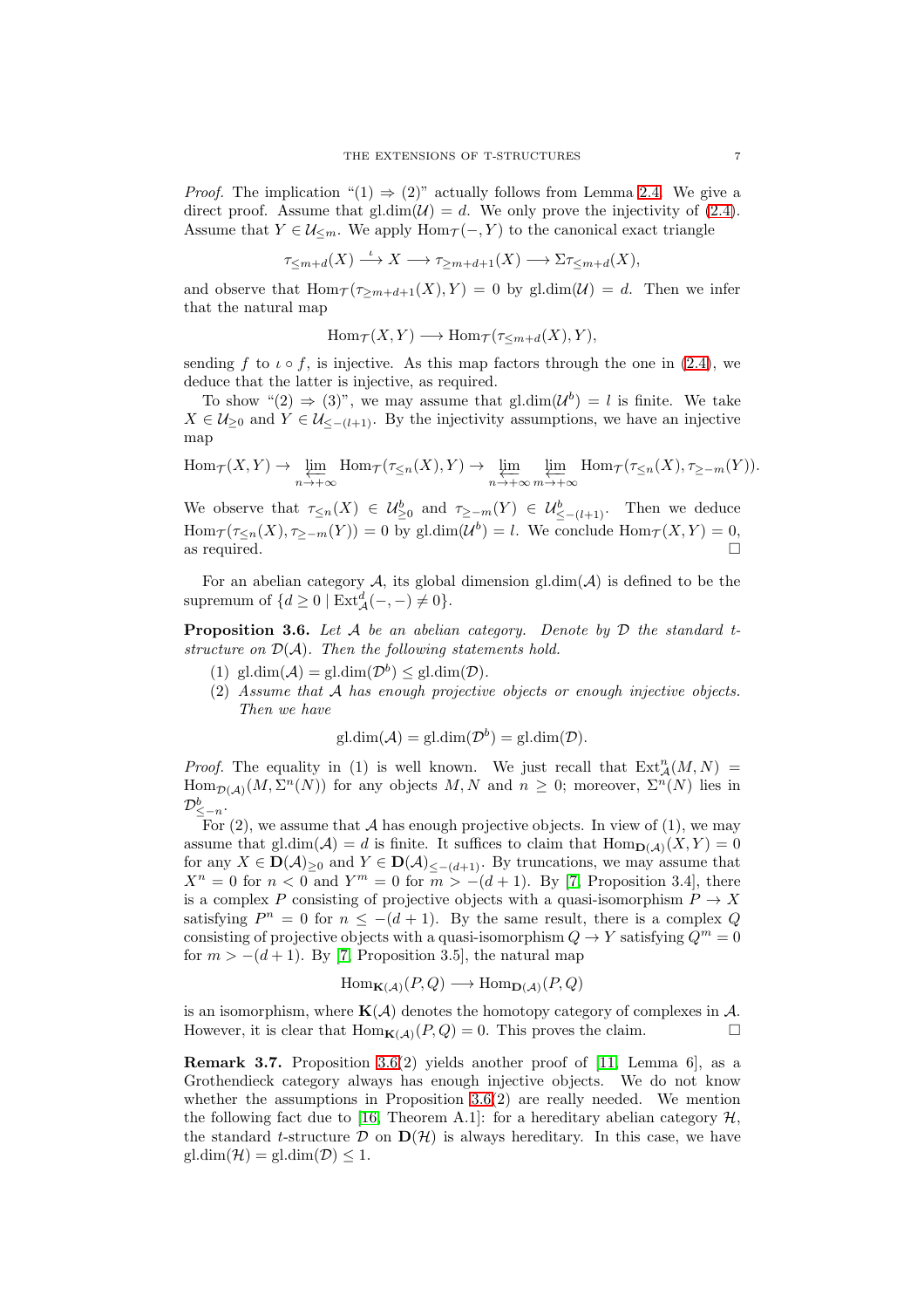*Proof.* The implication "(1) ⇒ (2)" actually follows from Lemma 2.4. We give a direct proof. Assume that $\mathrm{gl.dim}(\mathcal{U}) = d$. We only prove the injectivity of (2.4). Assume that $Y \in \mathcal{U}_{\leq m}$. We apply $\mathrm{Hom}_{\mathcal{T}}(-, Y)$ to the canonical exact triangle

$$\tau_{\leq m+d}(X) \xrightarrow{\iota} X \longrightarrow \tau_{\geq m+d+1}(X) \longrightarrow \Sigma\tau_{\leq m+d}(X),$$

and observe that $\mathrm{Hom}_{\mathcal{T}}(\tau_{\geq m+d+1}(X), Y) = 0$ by $\mathrm{gl.dim}(\mathcal{U}) = d$. Then we infer that the natural map

$$\mathrm{Hom}_{\mathcal{T}}(X, Y) \longrightarrow \mathrm{Hom}_{\mathcal{T}}(\tau_{\leq m+d}(X), Y),$$

sending $f$ to $\iota \circ f$, is injective. As this map factors through the one in (2.4), we deduce that the latter is injective, as required.

To show "(2) ⇒ (3)", we may assume that $\mathrm{gl.dim}(\mathcal{U}^b) = l$ is finite. We take $X \in \mathcal{U}_{\geq 0}$ and $Y \in \mathcal{U}_{\leq -(l+1)}$. By the injectivity assumptions, we have an injective map

$$\mathrm{Hom}_{\mathcal{T}}(X, Y) \to \varprojlim_{n \to +\infty} \mathrm{Hom}_{\mathcal{T}}(\tau_{\leq n}(X), Y) \to \varprojlim_{n \to +\infty} \varprojlim_{m \to +\infty} \mathrm{Hom}_{\mathcal{T}}(\tau_{\leq n}(X), \tau_{\geq -m}(Y)).$$

We observe that $\tau_{\leq n}(X) \in \mathcal{U}^b_{\geq 0}$ and $\tau_{\geq -m}(Y) \in \mathcal{U}^b_{\leq -(l+1)}$. Then we deduce $\mathrm{Hom}_{\mathcal{T}}(\tau_{\leq n}(X), \tau_{\geq -m}(Y)) = 0$ by $\mathrm{gl.dim}(\mathcal{U}^b) = l$. We conclude $\mathrm{Hom}_{\mathcal{T}}(X, Y) = 0$, as required. □

For an abelian category $\mathcal{A}$, its global dimension $\mathrm{gl.dim}(\mathcal{A})$ is defined to be the supremum of $\{d \geq 0 \mid \mathrm{Ext}^d_{\mathcal{A}}(-,-) \neq 0\}$.

**Proposition 3.6.** *Let $\mathcal{A}$ be an abelian category. Denote by $\mathcal{D}$ the standard t-structure on $\mathcal{D}(\mathcal{A})$. Then the following statements hold.*

1. $\mathrm{gl.dim}(\mathcal{A}) = \mathrm{gl.dim}(\mathcal{D}^b) \leq \mathrm{gl.dim}(\mathcal{D})$.
2. *Assume that $\mathcal{A}$ has enough projective objects or enough injective objects. Then we have*

$$\mathrm{gl.dim}(\mathcal{A}) = \mathrm{gl.dim}(\mathcal{D}^b) = \mathrm{gl.dim}(\mathcal{D}).$$

*Proof.* The equality in (1) is well known. We just recall that $\mathrm{Ext}^n_{\mathcal{A}}(M, N) = \mathrm{Hom}_{\mathcal{D}(\mathcal{A})}(M, \Sigma^n(N))$ for any objects $M, N$ and $n \geq 0$; moreover, $\Sigma^n(N)$ lies in $\mathcal{D}^b_{\leq -n}$.

For (2), we assume that $\mathcal{A}$ has enough projective objects. In view of (1), we may assume that $\mathrm{gl.dim}(\mathcal{A}) = d$ is finite. It suffices to claim that $\mathrm{Hom}_{\mathbf{D}(\mathcal{A})}(X, Y) = 0$ for any $X \in \mathbf{D}(\mathcal{A})_{\geq 0}$ and $Y \in \mathbf{D}(\mathcal{A})_{\leq -(d+1)}$. By truncations, we may assume that $X^n = 0$ for $n < 0$ and $Y^m = 0$ for $m > -(d+1)$. By [7, Proposition 3.4], there is a complex $P$ consisting of projective objects with a quasi-isomorphism $P \to X$ satisfying $P^n = 0$ for $n \leq -(d+1)$. By the same result, there is a complex $Q$ consisting of projective objects with a quasi-isomorphism $Q \to Y$ satisfying $Q^m = 0$ for $m > -(d+1)$. By [7, Proposition 3.5], the natural map

$$\mathrm{Hom}_{\mathbf{K}(\mathcal{A})}(P, Q) \longrightarrow \mathrm{Hom}_{\mathbf{D}(\mathcal{A})}(P, Q)$$

is an isomorphism, where $\mathbf{K}(\mathcal{A})$ denotes the homotopy category of complexes in $\mathcal{A}$. However, it is clear that $\mathrm{Hom}_{\mathbf{K}(\mathcal{A})}(P, Q) = 0$. This proves the claim. □

**Remark 3.7.** Proposition 3.6(2) yields another proof of [11, Lemma 6], as a Grothendieck category always has enough injective objects. We do not know whether the assumptions in Proposition 3.6(2) are really needed. We mention the following fact due to [16, Theorem A.1]: for a hereditary abelian category $\mathcal{H}$, the standard $t$-structure $\mathcal{D}$ on $\mathbf{D}(\mathcal{H})$ is always hereditary. In this case, we have $\mathrm{gl.dim}(\mathcal{H}) = \mathrm{gl.dim}(\mathcal{D}) \leq 1$.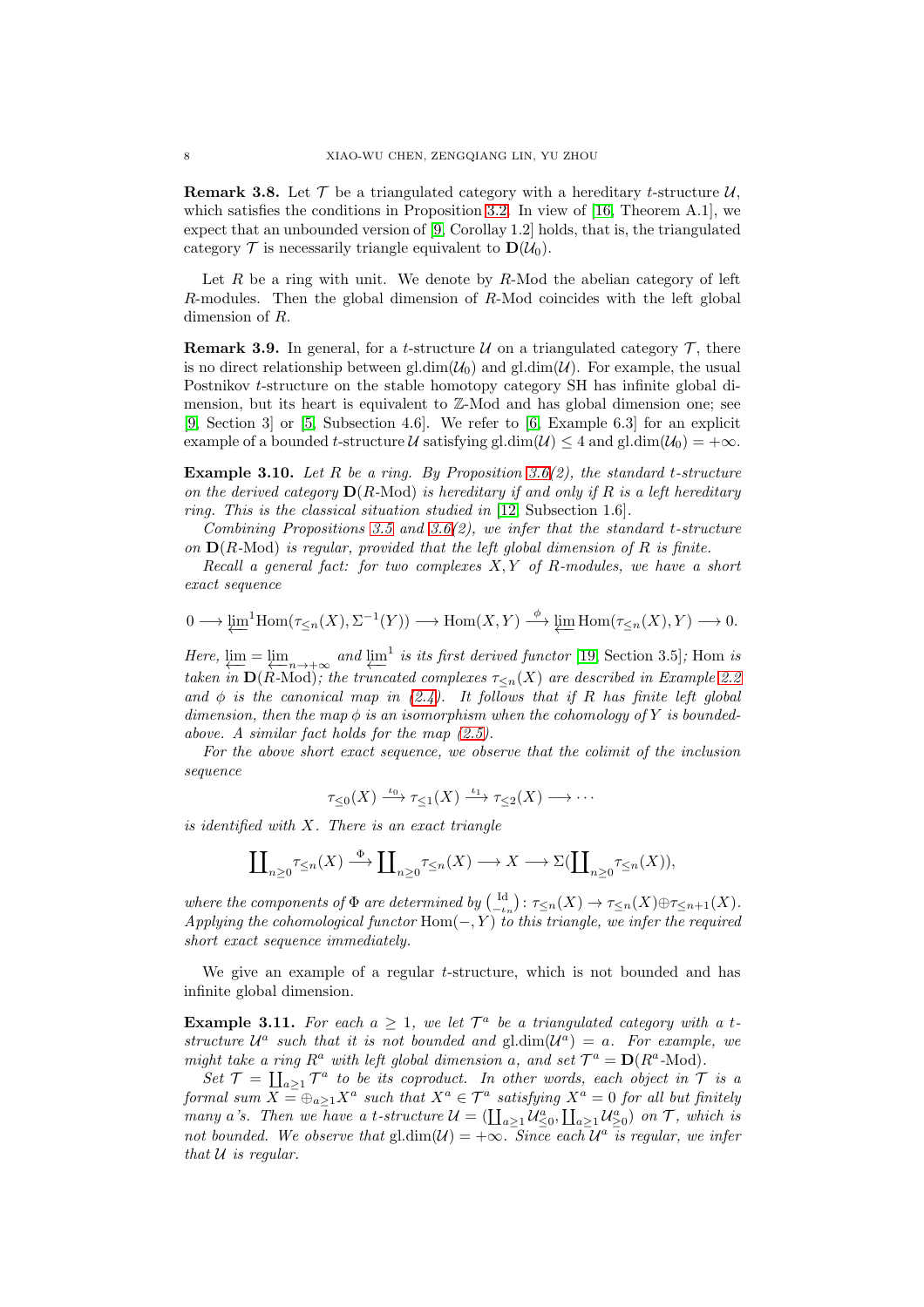**Remark 3.8.** Let $\mathcal{T}$ be a triangulated category with a hereditary $t$-structure $\mathcal{U}$, which satisfies the conditions in Proposition 3.2. In view of [16, Theorem A.1], we expect that an unbounded version of [9, Corollay 1.2] holds, that is, the triangulated category $\mathcal{T}$ is necessarily triangle equivalent to $\mathbf{D}(\mathcal{U}_0)$.

Let $R$ be a ring with unit. We denote by $R$-Mod the abelian category of left $R$-modules. Then the global dimension of $R$-Mod coincides with the left global dimension of $R$.

**Remark 3.9.** In general, for a $t$-structure $\mathcal{U}$ on a triangulated category $\mathcal{T}$, there is no direct relationship between $\mathrm{gl.dim}(\mathcal{U}_0)$ and $\mathrm{gl.dim}(\mathcal{U})$. For example, the usual Postnikov $t$-structure on the stable homotopy category SH has infinite global dimension, but its heart is equivalent to $\mathbb{Z}$-Mod and has global dimension one; see [9, Section 3] or [5, Subsection 4.6]. We refer to [6, Example 6.3] for an explicit example of a bounded $t$-structure $\mathcal{U}$ satisfying $\mathrm{gl.dim}(\mathcal{U}) \leq 4$ and $\mathrm{gl.dim}(\mathcal{U}_0) = +\infty$.

**Example 3.10.** *Let $R$ be a ring. By Proposition 3.6(2), the standard $t$-structure on the derived category $\mathbf{D}(R\text{-Mod})$ is hereditary if and only if $R$ is a left hereditary ring. This is the classical situation studied in* [12, Subsection 1.6]*.*

*Combining Propositions 3.5 and 3.6(2), we infer that the standard $t$-structure on $\mathbf{D}(R\text{-Mod})$ is regular, provided that the left global dimension of $R$ is finite.*

*Recall a general fact: for two complexes $X, Y$ of $R$-modules, we have a short exact sequence*

$$0 \longrightarrow \varprojlim{}^1 \mathrm{Hom}(\tau_{\leq n}(X), \Sigma^{-1}(Y)) \longrightarrow \mathrm{Hom}(X, Y) \xrightarrow{\phi} \varprojlim \mathrm{Hom}(\tau_{\leq n}(X), Y) \longrightarrow 0.$$

*Here, $\varprojlim = \varprojlim_{n \to +\infty}$ and $\varprojlim^1$ is its first derived functor* [19, Section 3.5]*; Hom is taken in $\mathbf{D}(R\text{-Mod})$; the truncated complexes $\tau_{\leq n}(X)$ are described in Example 2.2 and $\phi$ is the canonical map in (2.4). It follows that if $R$ has finite left global dimension, then the map $\phi$ is an isomorphism when the cohomology of $Y$ is bounded-above. A similar fact holds for the map (2.5).*

*For the above short exact sequence, we observe that the colimit of the inclusion sequence*

$$\tau_{\leq 0}(X) \xrightarrow{\iota_0} \tau_{\leq 1}(X) \xrightarrow{\iota_1} \tau_{\leq 2}(X) \longrightarrow \cdots$$

*is identified with $X$. There is an exact triangle*

$$\coprod_{n \geq 0} \tau_{\leq n}(X) \xrightarrow{\Phi} \coprod_{n \geq 0} \tau_{\leq n}(X) \longrightarrow X \longrightarrow \Sigma(\coprod_{n \geq 0} \tau_{\leq n}(X)),$$

*where the components of $\Phi$ are determined by $\binom{\mathrm{Id}}{-\iota_n} \colon \tau_{\leq n}(X) \to \tau_{\leq n}(X) \oplus \tau_{\leq n+1}(X)$. Applying the cohomological functor $\mathrm{Hom}(-, Y)$ to this triangle, we infer the required short exact sequence immediately.*

We give an example of a regular $t$-structure, which is not bounded and has infinite global dimension.

**Example 3.11.** *For each $a \geq 1$, we let $\mathcal{T}^a$ be a triangulated category with a $t$-structure $\mathcal{U}^a$ such that it is not bounded and $\mathrm{gl.dim}(\mathcal{U}^a) = a$. For example, we might take a ring $R^a$ with left global dimension $a$, and set $\mathcal{T}^a = \mathbf{D}(R^a\text{-Mod})$.*

*Set $\mathcal{T} = \coprod_{a \geq 1} \mathcal{T}^a$ to be its coproduct. In other words, each object in $\mathcal{T}$ is a formal sum $X = \oplus_{a \geq 1} X^a$ such that $X^a \in \mathcal{T}^a$ satisfying $X^a = 0$ for all but finitely many $a$'s. Then we have a $t$-structure $\mathcal{U} = (\coprod_{a \geq 1} \mathcal{U}^a_{\leq 0}, \coprod_{a \geq 1} \mathcal{U}^a_{\geq 0})$ on $\mathcal{T}$, which is not bounded. We observe that $\mathrm{gl.dim}(\mathcal{U}) = +\infty$. Since each $\mathcal{U}^a$ is regular, we infer that $\mathcal{U}$ is regular.*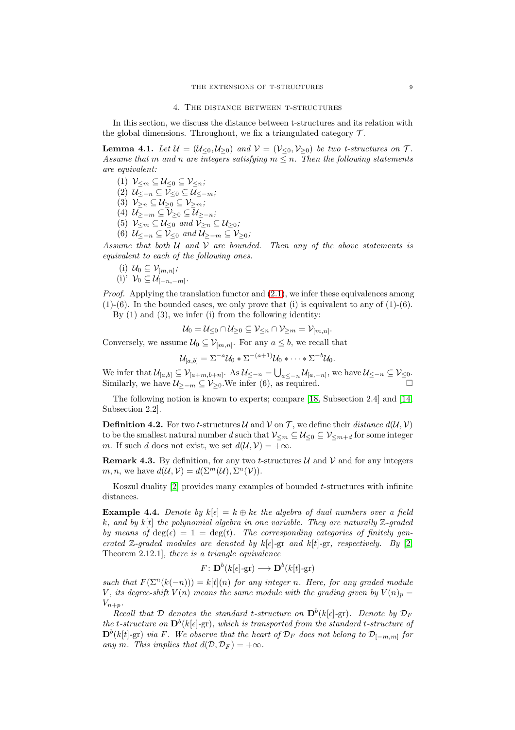## 4. The distance between t-structures

In this section, we discuss the distance between t-structures and its relation with the global dimensions. Throughout, we fix a triangulated category $\mathcal{T}$.

**Lemma 4.1.** *Let $\mathcal{U} = (\mathcal{U}_{\leq 0}, \mathcal{U}_{\geq 0})$ and $\mathcal{V} = (\mathcal{V}_{\leq 0}, \mathcal{V}_{\geq 0})$ be two t-structures on $\mathcal{T}$. Assume that $m$ and $n$ are integers satisfying $m \leq n$. Then the following statements are equivalent:*

(1) $\mathcal{V}_{\leq m} \subseteq \mathcal{U}_{\leq 0} \subseteq \mathcal{V}_{\leq n}$;
(2) $\mathcal{U}_{\leq -n} \subseteq \mathcal{V}_{\leq 0} \subseteq \mathcal{U}_{\leq -m}$;
(3) $\mathcal{V}_{\geq n} \subseteq \mathcal{U}_{\geq 0} \subseteq \mathcal{V}_{\geq m}$;
(4) $\mathcal{U}_{\geq -m} \subseteq \mathcal{V}_{\geq 0} \subseteq \mathcal{U}_{\geq -n}$;
(5) $\mathcal{V}_{\leq m} \subseteq \mathcal{U}_{\leq 0}$ and $\mathcal{V}_{\geq n} \subseteq \mathcal{U}_{\geq 0}$;
(6) $\mathcal{U}_{\leq -n} \subseteq \mathcal{V}_{\leq 0}$ and $\mathcal{U}_{\geq -m} \subseteq \mathcal{V}_{\geq 0}$;

*Assume that both $\mathcal{U}$ and $\mathcal{V}$ are bounded. Then any of the above statements is equivalent to each of the following ones.*

(i) $\mathcal{U}_0 \subseteq \mathcal{V}_{[m,n]}$;
(i)' $\mathcal{V}_0 \subseteq \mathcal{U}_{[-n,-m]}$.

*Proof.* Applying the translation functor and (2.1), we infer these equivalences among (1)-(6). In the bounded cases, we only prove that (i) is equivalent to any of (1)-(6).

By (1) and (3), we infer (i) from the following identity:

$$\mathcal{U}_0 = \mathcal{U}_{\leq 0} \cap \mathcal{U}_{\geq 0} \subseteq \mathcal{V}_{\leq n} \cap \mathcal{V}_{\geq m} = \mathcal{V}_{[m,n]}.$$

Conversely, we assume $\mathcal{U}_0 \subseteq \mathcal{V}_{[m,n]}$. For any $a \leq b$, we recall that

$$\mathcal{U}_{[a,b]} = \Sigma^{-a}\mathcal{U}_0 * \Sigma^{-(a+1)}\mathcal{U}_0 * \cdots * \Sigma^{-b}\mathcal{U}_0.$$

We infer that $\mathcal{U}_{[a,b]} \subseteq \mathcal{V}_{[a+m,b+n]}$. As $\mathcal{U}_{\leq -n} = \bigcup_{a \leq -n} \mathcal{U}_{[a,-n]}$, we have $\mathcal{U}_{\leq -n} \subseteq \mathcal{V}_{\leq 0}$. Similarly, we have $\mathcal{U}_{\geq -m} \subseteq \mathcal{V}_{\geq 0}$.We infer (6), as required. $\square$

The following notion is known to experts; compare [18, Subsection 2.4] and [14, Subsection 2.2].

**Definition 4.2.** For two $t$-structures $\mathcal{U}$ and $\mathcal{V}$ on $\mathcal{T}$, we define their *distance* $d(\mathcal{U}, \mathcal{V})$ to be the smallest natural number $d$ such that $\mathcal{V}_{\leq m} \subseteq \mathcal{U}_{\leq 0} \subseteq \mathcal{V}_{\leq m+d}$ for some integer $m$. If such $d$ does not exist, we set $d(\mathcal{U}, \mathcal{V}) = +\infty$.

**Remark 4.3.** By definition, for any two $t$-structures $\mathcal{U}$ and $\mathcal{V}$ and for any integers $m, n$, we have $d(\mathcal{U}, \mathcal{V}) = d(\Sigma^m(\mathcal{U}), \Sigma^n(\mathcal{V}))$.

Koszul duality [2] provides many examples of bounded $t$-structures with infinite distances.

**Example 4.4.** *Denote by $k[\epsilon] = k \oplus k\epsilon$ the algebra of dual numbers over a field $k$, and by $k[t]$ the polynomial algebra in one variable. They are naturally $\mathbb{Z}$-graded by means of $\deg(\epsilon) = 1 = \deg(t)$. The corresponding categories of finitely generated $\mathbb{Z}$-graded modules are denoted by $k[\epsilon]$-gr and $k[t]$-gr, respectively. By [2, Theorem 2.12.1], there is a triangle equivalence*

$$F \colon \mathbf{D}^b(k[\epsilon]\text{-gr}) \longrightarrow \mathbf{D}^b(k[t]\text{-gr})$$

*such that $F(\Sigma^n(k(-n))) = k[t](n)$ for any integer $n$. Here, for any graded module $V$, its degree-shift $V(n)$ means the same module with the grading given by $V(n)_p = V_{n+p}$.*

*Recall that $\mathcal{D}$ denotes the standard t-structure on $\mathbf{D}^b(k[\epsilon]\text{-gr})$. Denote by $\mathcal{D}_F$ the t-structure on $\mathbf{D}^b(k[\epsilon]\text{-gr})$, which is transported from the standard t-structure of $\mathbf{D}^b(k[t]\text{-gr})$ via $F$. We observe that the heart of $\mathcal{D}_F$ does not belong to $\mathcal{D}_{[-m,m]}$ for any $m$. This implies that $d(\mathcal{D}, \mathcal{D}_F) = +\infty$.*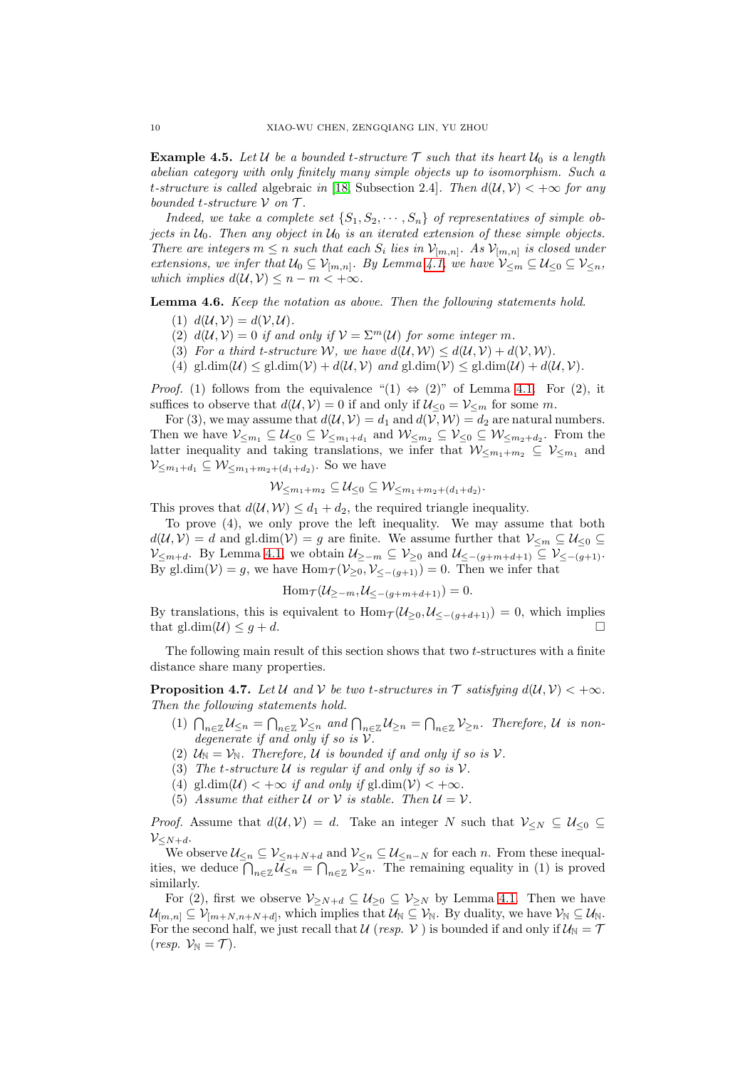**Example 4.5.** *Let $\mathcal{U}$ be a bounded t-structure $\mathcal{T}$ such that its heart $\mathcal{U}_0$ is a length abelian category with only finitely many simple objects up to isomorphism. Such a t-structure is called* algebraic *in* [18, Subsection 2.4]. *Then $d(\mathcal{U}, \mathcal{V}) < +\infty$ for any bounded t-structure $\mathcal{V}$ on $\mathcal{T}$.*

*Indeed, we take a complete set $\{S_1, S_2, \cdots, S_n\}$ of representatives of simple objects in $\mathcal{U}_0$. Then any object in $\mathcal{U}_0$ is an iterated extension of these simple objects. There are integers $m \leq n$ such that each $S_i$ lies in $\mathcal{V}_{[m,n]}$. As $\mathcal{V}_{[m,n]}$ is closed under extensions, we infer that $\mathcal{U}_0 \subseteq \mathcal{V}_{[m,n]}$. By Lemma 4.1, we have $\mathcal{V}_{\leq m} \subseteq \mathcal{U}_{\leq 0} \subseteq \mathcal{V}_{\leq n}$, which implies $d(\mathcal{U}, \mathcal{V}) \leq n - m < +\infty$.*

**Lemma 4.6.** *Keep the notation as above. Then the following statements hold.*

1. *$d(\mathcal{U}, \mathcal{V}) = d(\mathcal{V}, \mathcal{U})$.*
2. *$d(\mathcal{U}, \mathcal{V}) = 0$ if and only if $\mathcal{V} = \Sigma^m(\mathcal{U})$ for some integer $m$.*
3. *For a third t-structure $\mathcal{W}$, we have $d(\mathcal{U}, \mathcal{W}) \leq d(\mathcal{U}, \mathcal{V}) + d(\mathcal{V}, \mathcal{W})$.*
4. *$\mathrm{gl.dim}(\mathcal{U}) \leq \mathrm{gl.dim}(\mathcal{V}) + d(\mathcal{U}, \mathcal{V})$ and $\mathrm{gl.dim}(\mathcal{V}) \leq \mathrm{gl.dim}(\mathcal{U}) + d(\mathcal{U}, \mathcal{V})$.*

*Proof.* (1) follows from the equivalence "(1) $\Leftrightarrow$ (2)" of Lemma 4.1. For (2), it suffices to observe that $d(\mathcal{U}, \mathcal{V}) = 0$ if and only if $\mathcal{U}_{\leq 0} = \mathcal{V}_{\leq m}$ for some $m$.

For (3), we may assume that $d(\mathcal{U}, \mathcal{V}) = d_1$ and $d(\mathcal{V}, \mathcal{W}) = d_2$ are natural numbers. Then we have $\mathcal{V}_{\leq m_1} \subseteq \mathcal{U}_{\leq 0} \subseteq \mathcal{V}_{\leq m_1+d_1}$ and $\mathcal{W}_{\leq m_2} \subseteq \mathcal{V}_{\leq 0} \subseteq \mathcal{W}_{\leq m_2+d_2}$. From the latter inequality and taking translations, we infer that $\mathcal{W}_{\leq m_1+m_2} \subseteq \mathcal{V}_{\leq m_1}$ and $\mathcal{V}_{\leq m_1+d_1} \subseteq \mathcal{W}_{\leq m_1+m_2+(d_1+d_2)}$. So we have

$$\mathcal{W}_{\leq m_1+m_2} \subseteq \mathcal{U}_{\leq 0} \subseteq \mathcal{W}_{\leq m_1+m_2+(d_1+d_2)}.$$

This proves that $d(\mathcal{U}, \mathcal{W}) \leq d_1 + d_2$, the required triangle inequality.

To prove (4), we only prove the left inequality. We may assume that both $d(\mathcal{U}, \mathcal{V}) = d$ and $\mathrm{gl.dim}(\mathcal{V}) = g$ are finite. We assume further that $\mathcal{V}_{\leq m} \subseteq \mathcal{U}_{\leq 0} \subseteq \mathcal{V}_{\leq m+d}$. By Lemma 4.1, we obtain $\mathcal{U}_{\geq -m} \subseteq \mathcal{V}_{\geq 0}$ and $\mathcal{U}_{\leq -(g+m+d+1)} \subseteq \mathcal{V}_{\leq -(g+1)}$. By $\mathrm{gl.dim}(\mathcal{V}) = g$, we have $\mathrm{Hom}_{\mathcal{T}}(\mathcal{V}_{\geq 0}, \mathcal{V}_{\leq -(g+1)}) = 0$. Then we infer that

$$\mathrm{Hom}_{\mathcal{T}}(\mathcal{U}_{\geq -m}, \mathcal{U}_{\leq -(g+m+d+1)}) = 0.$$

By translations, this is equivalent to $\mathrm{Hom}_{\mathcal{T}}(\mathcal{U}_{\geq 0}, \mathcal{U}_{\leq -(g+d+1)}) = 0$, which implies that $\mathrm{gl.dim}(\mathcal{U}) \leq g + d$. $\square$

The following main result of this section shows that two $t$-structures with a finite distance share many properties.

**Proposition 4.7.** *Let $\mathcal{U}$ and $\mathcal{V}$ be two t-structures in $\mathcal{T}$ satisfying $d(\mathcal{U}, \mathcal{V}) < +\infty$. Then the following statements hold.*

1. *$\bigcap_{n\in\mathbb{Z}} \mathcal{U}_{\leq n} = \bigcap_{n\in\mathbb{Z}} \mathcal{V}_{\leq n}$ and $\bigcap_{n\in\mathbb{Z}} \mathcal{U}_{\geq n} = \bigcap_{n\in\mathbb{Z}} \mathcal{V}_{\geq n}$. Therefore, $\mathcal{U}$ is non-degenerate if and only if so is $\mathcal{V}$.*
2. *$\mathcal{U}_{\mathbb{N}} = \mathcal{V}_{\mathbb{N}}$. Therefore, $\mathcal{U}$ is bounded if and only if so is $\mathcal{V}$.*
3. *The t-structure $\mathcal{U}$ is regular if and only if so is $\mathcal{V}$.*
4. *$\mathrm{gl.dim}(\mathcal{U}) < +\infty$ if and only if $\mathrm{gl.dim}(\mathcal{V}) < +\infty$.*
5. *Assume that either $\mathcal{U}$ or $\mathcal{V}$ is stable. Then $\mathcal{U} = \mathcal{V}$.*

*Proof.* Assume that $d(\mathcal{U}, \mathcal{V}) = d$. Take an integer $N$ such that $\mathcal{V}_{\leq N} \subseteq \mathcal{U}_{\leq 0} \subseteq \mathcal{V}_{\leq N+d}$.

We observe $\mathcal{U}_{\leq n} \subseteq \mathcal{V}_{\leq n+N+d}$ and $\mathcal{V}_{\leq n} \subseteq \mathcal{U}_{\leq n-N}$ for each $n$. From these inequalities, we deduce $\bigcap_{n\in\mathbb{Z}} \mathcal{U}_{\leq n} = \bigcap_{n\in\mathbb{Z}} \mathcal{V}_{\leq n}$. The remaining equality in (1) is proved similarly.

For (2), first we observe $\mathcal{V}_{\geq N+d} \subseteq \mathcal{U}_{\geq 0} \subseteq \mathcal{V}_{\geq N}$ by Lemma 4.1. Then we have $\mathcal{U}_{[m,n]} \subseteq \mathcal{V}_{[m+N, n+N+d]}$, which implies that $\mathcal{U}_{\mathbb{N}} \subseteq \mathcal{V}_{\mathbb{N}}$. By duality, we have $\mathcal{V}_{\mathbb{N}} \subseteq \mathcal{U}_{\mathbb{N}}$. For the second half, we just recall that $\mathcal{U}$ (*resp.* $\mathcal{V}$) is bounded if and only if $\mathcal{U}_{\mathbb{N}} = \mathcal{T}$ (*resp.* $\mathcal{V}_{\mathbb{N}} = \mathcal{T}$).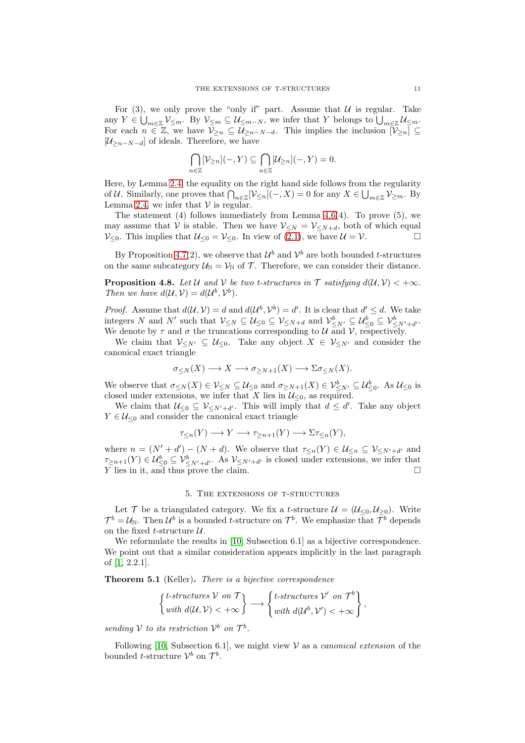For (3), we only prove the "only if" part. Assume that $\mathcal{U}$ is regular. Take any $Y \in \bigcup_{m\in\mathbb{Z}} \mathcal{V}_{\leq m}$. By $\mathcal{V}_{\leq m} \subseteq \mathcal{U}_{\leq m-N}$, we infer that $Y$ belongs to $\bigcup_{m\in\mathbb{Z}} \mathcal{U}_{\leq m}$. For each $n \in \mathbb{Z}$, we have $\mathcal{V}_{\geq n} \subseteq \mathcal{U}_{\geq n-N-d}$. This implies the inclusion $[\mathcal{V}_{\geq n}] \subseteq [\mathcal{U}_{\geq n-N-d}]$ of ideals. Therefore, we have

$$\bigcap_{n\in\mathbb{Z}} [\mathcal{V}_{\geq n}](-, Y) \subseteq \bigcap_{n\in\mathbb{Z}} [\mathcal{U}_{\geq n}](-, Y) = 0.$$

Here, by Lemma 2.4, the equality on the right hand side follows from the regularity of $\mathcal{U}$. Similarly, one proves that $\bigcap_{n\in\mathbb{Z}} [\mathcal{V}_{\leq n}](-, X) = 0$ for any $X \in \bigcup_{m\in\mathbb{Z}} \mathcal{V}_{\geq m}$. By Lemma 2.4, we infer that $\mathcal{V}$ is regular.

The statement (4) follows immediately from Lemma 4.6(4). To prove (5), we may assume that $\mathcal{V}$ is stable. Then we have $\mathcal{V}_{\leq N} = \mathcal{V}_{\leq N+d}$, both of which equal $\mathcal{V}_{\leq 0}$. This implies that $\mathcal{U}_{\leq 0} = \mathcal{V}_{\leq 0}$. In view of (2.1), we have $\mathcal{U} = \mathcal{V}$. □

By Proposition 4.7(2), we observe that $\mathcal{U}^b$ and $\mathcal{V}^b$ are both bounded $t$-structures on the same subcategory $\mathcal{U}_{\mathbb{N}} = \mathcal{V}_{\mathbb{N}}$ of $\mathcal{T}$. Therefore, we can consider their distance.

**Proposition 4.8.** *Let $\mathcal{U}$ and $\mathcal{V}$ be two $t$-structures in $\mathcal{T}$ satisfying $d(\mathcal{U}, \mathcal{V}) < +\infty$. Then we have $d(\mathcal{U}, \mathcal{V}) = d(\mathcal{U}^b, \mathcal{V}^b)$.*

*Proof.* Assume that $d(\mathcal{U}, \mathcal{V}) = d$ and $d(\mathcal{U}^b, \mathcal{V}^b) = d'$. It is clear that $d' \leq d$. We take integers $N$ and $N'$ such that $\mathcal{V}_{\leq N} \subseteq \mathcal{U}_{\leq 0} \subseteq \mathcal{V}_{\leq N+d}$ and $\mathcal{V}^b_{\leq N'} \subseteq \mathcal{U}^b_{\leq 0} \subseteq \mathcal{V}^b_{\leq N'+d'}$. We denote by $\tau$ and $\sigma$ the truncations corresponding to $\mathcal{U}$ and $\mathcal{V}$, respectively.

We claim that $\mathcal{V}_{\leq N'} \subseteq \mathcal{U}_{\leq 0}$. Take any object $X \in \mathcal{V}_{\leq N'}$ and consider the canonical exact triangle

$$\sigma_{\leq N}(X) \longrightarrow X \longrightarrow \sigma_{\geq N+1}(X) \longrightarrow \Sigma\sigma_{\leq N}(X).$$

We observe that $\sigma_{\leq N}(X) \in \mathcal{V}_{\leq N} \subseteq \mathcal{U}_{\leq 0}$ and $\sigma_{\geq N+1}(X) \in \mathcal{V}^b_{\leq N'} \subseteq \mathcal{U}^b_{\leq 0}$. As $\mathcal{U}_{\leq 0}$ is closed under extensions, we infer that $X$ lies in $\mathcal{U}_{\leq 0}$, as required.

We claim that $\mathcal{U}_{\leq 0} \subseteq \mathcal{V}_{\leq N'+d'}$. This will imply that $d \leq d'$. Take any object $Y \in \mathcal{U}_{\leq 0}$ and consider the canonical exact triangle

$$\tau_{\leq n}(Y) \longrightarrow Y \longrightarrow \tau_{\geq n+1}(Y) \longrightarrow \Sigma\tau_{\leq n}(Y),$$

where $n = (N' + d') - (N + d)$. We observe that $\tau_{\leq n}(Y) \in \mathcal{U}_{\leq n} \subseteq \mathcal{V}_{\leq N'+d'}$ and $\tau_{\geq n+1}(Y) \in \mathcal{U}^b_{\leq 0} \subseteq \mathcal{V}^b_{\leq N'+d'}$. As $\mathcal{V}_{\leq N'+d'}$ is closed under extensions, we infer that $Y$ lies in it, and thus prove the claim. □

## 5. The extensions of t-structures

Let $\mathcal{T}$ be a triangulated category. We fix a $t$-structure $\mathcal{U} = (\mathcal{U}_{\leq 0}, \mathcal{U}_{\geq 0})$. Write $\mathcal{T}^b = \mathcal{U}_{\mathbb{N}}$. Then $\mathcal{U}^b$ is a bounded $t$-structure on $\mathcal{T}^b$. We emphasize that $\mathcal{T}^b$ depends on the fixed $t$-structure $\mathcal{U}$.

We reformulate the results in [10, Subsection 6.1] as a bijective correspondence. We point out that a similar consideration appears implicitly in the last paragraph of [1, 2.2.1].

**Theorem 5.1** (Keller)**.** *There is a bijective correspondence*

$$\left\{ \begin{matrix} t\text{-structures } \mathcal{V} \text{ on } \mathcal{T} \\ \text{with } d(\mathcal{U}, \mathcal{V}) < +\infty \end{matrix} \right\} \longrightarrow \left\{ \begin{matrix} t\text{-structures } \mathcal{V}' \text{ on } \mathcal{T}^b \\ \text{with } d(\mathcal{U}^b, \mathcal{V}') < +\infty \end{matrix} \right\},$$

*sending $\mathcal{V}$ to its restriction $\mathcal{V}^b$ on $\mathcal{T}^b$.*

Following [10, Subsection 6.1], we might view $\mathcal{V}$ as a *canonical extension* of the bounded $t$-structure $\mathcal{V}^b$ on $\mathcal{T}^b$.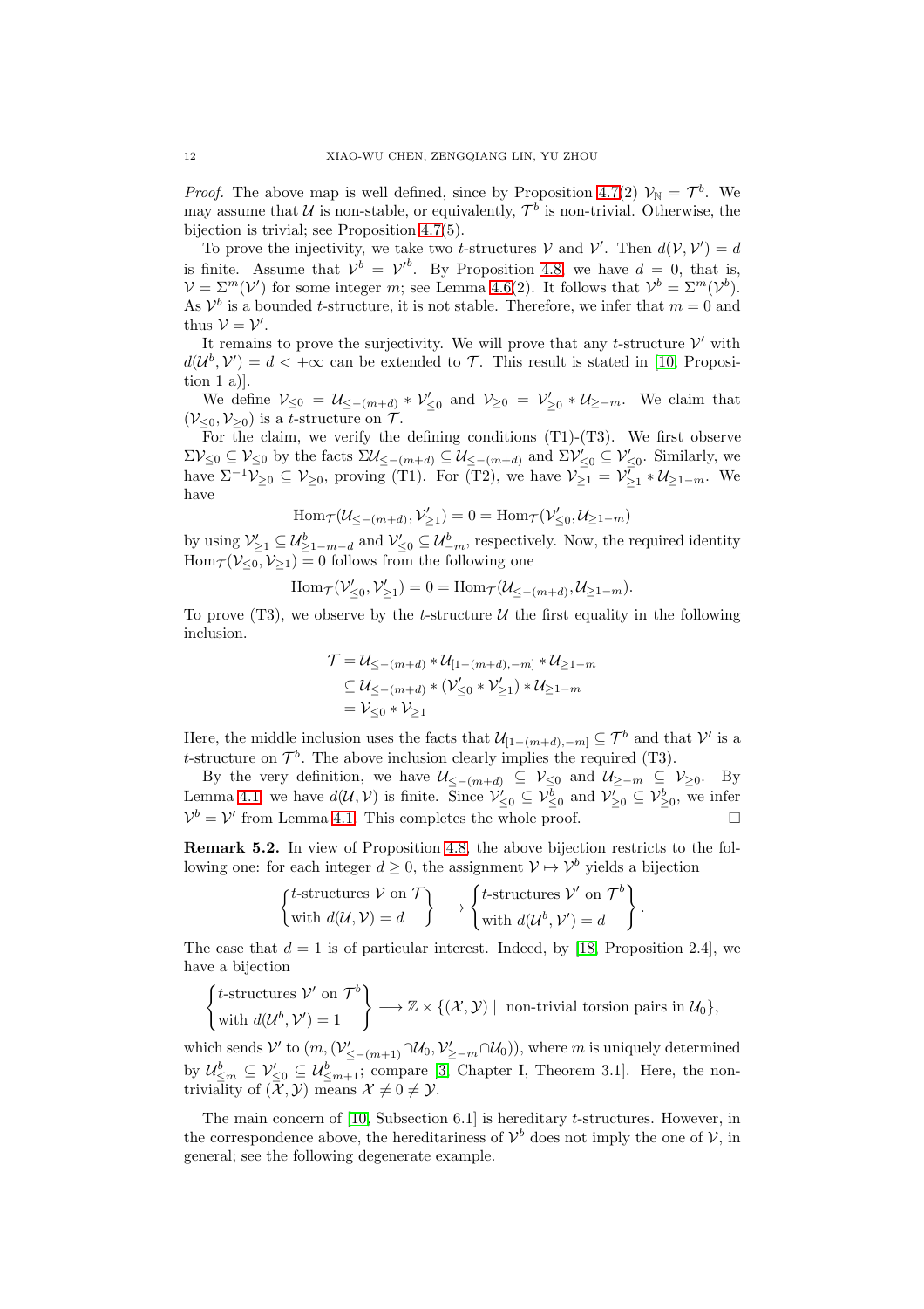*Proof.* The above map is well defined, since by Proposition 4.7(2) $\mathcal{V}_{\mathbb{N}} = \mathcal{T}^b$. We may assume that $\mathcal{U}$ is non-stable, or equivalently, $\mathcal{T}^b$ is non-trivial. Otherwise, the bijection is trivial; see Proposition 4.7(5).

To prove the injectivity, we take two $t$-structures $\mathcal{V}$ and $\mathcal{V}'$. Then $d(\mathcal{V}, \mathcal{V}') = d$ is finite. Assume that $\mathcal{V}^b = \mathcal{V}'^b$. By Proposition 4.8, we have $d = 0$, that is, $\mathcal{V} = \Sigma^m(\mathcal{V}')$ for some integer $m$; see Lemma 4.6(2). It follows that $\mathcal{V}^b = \Sigma^m(\mathcal{V}^b)$. As $\mathcal{V}^b$ is a bounded $t$-structure, it is not stable. Therefore, we infer that $m = 0$ and thus $\mathcal{V} = \mathcal{V}'$.

It remains to prove the surjectivity. We will prove that any $t$-structure $\mathcal{V}'$ with $d(\mathcal{U}^b, \mathcal{V}') = d < +\infty$ can be extended to $\mathcal{T}$. This result is stated in [10, Proposition 1 a)].

We define $\mathcal{V}_{\leq 0} = \mathcal{U}_{\leq -(m+d)} * \mathcal{V}'_{\leq 0}$ and $\mathcal{V}_{\geq 0} = \mathcal{V}'_{\geq 0} * \mathcal{U}_{\geq -m}$. We claim that $(\mathcal{V}_{\leq 0}, \mathcal{V}_{\geq 0})$ is a $t$-structure on $\mathcal{T}$.

For the claim, we verify the defining conditions (T1)-(T3). We first observe $\Sigma\mathcal{V}_{\leq 0} \subseteq \mathcal{V}_{\leq 0}$ by the facts $\Sigma\mathcal{U}_{\leq -(m+d)} \subseteq \mathcal{U}_{\leq -(m+d)}$ and $\Sigma\mathcal{V}'_{\leq 0} \subseteq \mathcal{V}'_{\leq 0}$. Similarly, we have $\Sigma^{-1}\mathcal{V}_{\geq 0} \subseteq \mathcal{V}_{\geq 0}$, proving (T1). For (T2), we have $\mathcal{V}_{\geq 1} = \mathcal{V}'_{\geq 1} * \mathcal{U}_{\geq 1-m}$. We have

$$\mathrm{Hom}_{\mathcal{T}}(\mathcal{U}_{\leq -(m+d)}, \mathcal{V}'_{\geq 1}) = 0 = \mathrm{Hom}_{\mathcal{T}}(\mathcal{V}'_{\leq 0}, \mathcal{U}_{\geq 1-m})$$

by using $\mathcal{V}'_{\geq 1} \subseteq \mathcal{U}^b_{\geq 1-m-d}$ and $\mathcal{V}'_{\leq 0} \subseteq \mathcal{U}^b_{\leq -m}$, respectively. Now, the required identity $\mathrm{Hom}_{\mathcal{T}}(\mathcal{V}_{\leq 0}, \mathcal{V}_{\geq 1}) = 0$ follows from the following one

$$\mathrm{Hom}_{\mathcal{T}}(\mathcal{V}'_{\leq 0}, \mathcal{V}'_{\geq 1}) = 0 = \mathrm{Hom}_{\mathcal{T}}(\mathcal{U}_{\leq -(m+d)}, \mathcal{U}_{\geq 1-m}).$$

To prove (T3), we observe by the $t$-structure $\mathcal{U}$ the first equality in the following inclusion.

$$\begin{aligned}
\mathcal{T} &= \mathcal{U}_{\leq -(m+d)} * \mathcal{U}_{[1-(m+d), -m]} * \mathcal{U}_{\geq 1-m} \\
&\subseteq \mathcal{U}_{\leq -(m+d)} * (\mathcal{V}'_{\leq 0} * \mathcal{V}'_{\geq 1}) * \mathcal{U}_{\geq 1-m} \\
&= \mathcal{V}_{\leq 0} * \mathcal{V}_{\geq 1}
\end{aligned}$$

Here, the middle inclusion uses the facts that $\mathcal{U}_{[1-(m+d), -m]} \subseteq \mathcal{T}^b$ and that $\mathcal{V}'$ is a $t$-structure on $\mathcal{T}^b$. The above inclusion clearly implies the required (T3).

By the very definition, we have $\mathcal{U}_{\leq -(m+d)} \subseteq \mathcal{V}_{\leq 0}$ and $\mathcal{U}_{\geq -m} \subseteq \mathcal{V}_{\geq 0}$. By Lemma 4.1, we have $d(\mathcal{U}, \mathcal{V})$ is finite. Since $\mathcal{V}'_{\leq 0} \subseteq \mathcal{V}^b_{\leq 0}$ and $\mathcal{V}'_{\geq 0} \subseteq \mathcal{V}^b_{\geq 0}$, we infer $\mathcal{V}^b = \mathcal{V}'$ from Lemma 4.1. This completes the whole proof. $\square$

**Remark 5.2.** In view of Proposition 4.8, the above bijection restricts to the following one: for each integer $d \geq 0$, the assignment $\mathcal{V} \mapsto \mathcal{V}^b$ yields a bijection

$$\begin{Bmatrix} t\text{-structures } \mathcal{V} \text{ on } \mathcal{T} \\ \text{with } d(\mathcal{U}, \mathcal{V}) = d \end{Bmatrix} \longrightarrow \begin{Bmatrix} t\text{-structures } \mathcal{V}' \text{ on } \mathcal{T}^b \\ \text{with } d(\mathcal{U}^b, \mathcal{V}') = d \end{Bmatrix}.$$

The case that $d = 1$ is of particular interest. Indeed, by [18, Proposition 2.4], we have a bijection

$$\begin{Bmatrix} t\text{-structures } \mathcal{V}' \text{ on } \mathcal{T}^b \\ \text{with } d(\mathcal{U}^b, \mathcal{V}') = 1 \end{Bmatrix} \longrightarrow \mathbb{Z} \times \{(\mathcal{X}, \mathcal{Y}) \mid \text{ non-trivial torsion pairs in } \mathcal{U}_0\},$$

which sends $\mathcal{V}'$ to $(m, (\mathcal{V}'_{\leq -(m+1)} \cap \mathcal{U}_0, \mathcal{V}'_{\geq -m} \cap \mathcal{U}_0))$, where $m$ is uniquely determined by $\mathcal{U}^b_{\leq m} \subseteq \mathcal{V}'_{\leq 0} \subseteq \mathcal{U}^b_{\leq m+1}$; compare [3, Chapter I, Theorem 3.1]. Here, the non-triviality of $(\mathcal{X}, \mathcal{Y})$ means $\mathcal{X} \neq 0 \neq \mathcal{Y}$.

The main concern of [10, Subsection 6.1] is hereditary $t$-structures. However, in the correspondence above, the hereditariness of $\mathcal{V}^b$ does not imply the one of $\mathcal{V}$, in general; see the following degenerate example.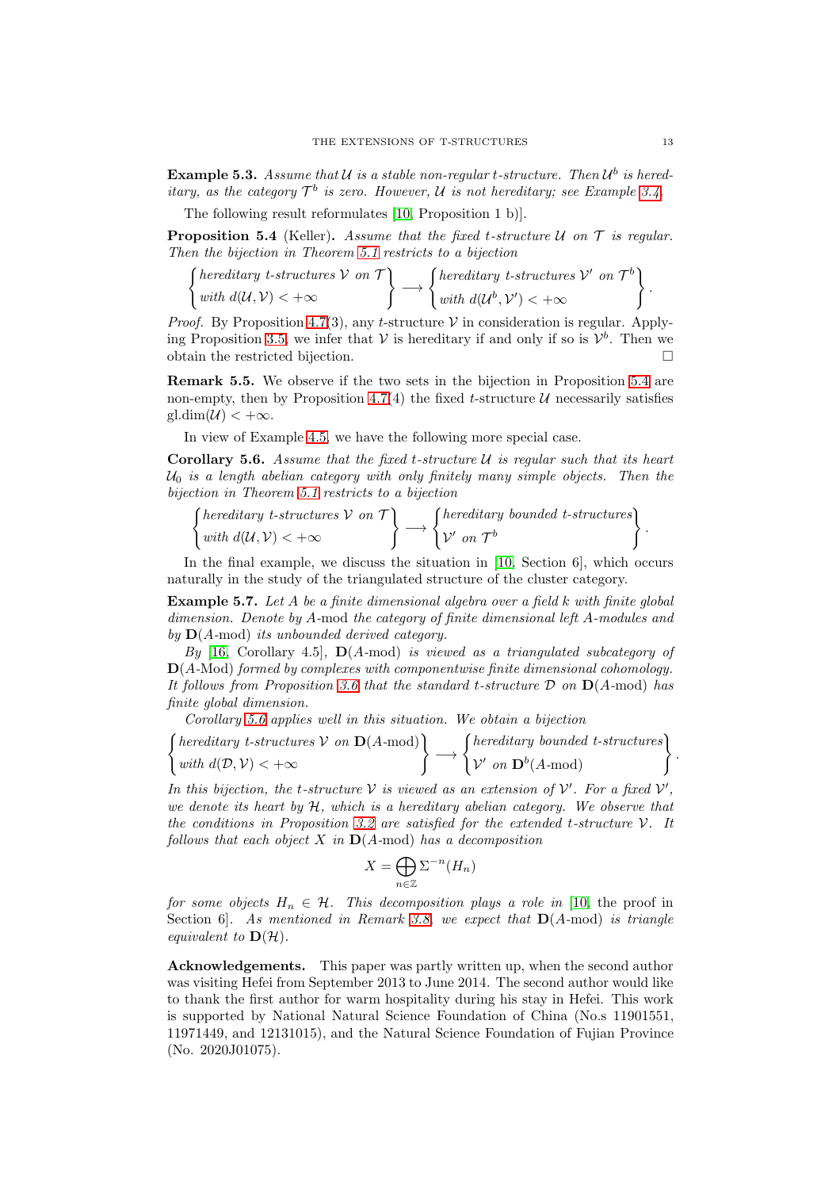**Example 5.3.** *Assume that $\mathcal{U}$ is a stable non-regular t-structure. Then $\mathcal{U}^b$ is hereditary, as the category $\mathcal{T}^b$ is zero. However, $\mathcal{U}$ is not hereditary; see Example 3.4.*

The following result reformulates [10, Proposition 1 b)].

**Proposition 5.4** (Keller)**.** *Assume that the fixed t-structure $\mathcal{U}$ on $\mathcal{T}$ is regular. Then the bijection in Theorem 5.1 restricts to a bijection*

$$\left\{\begin{matrix}\text{hereditary t-structures } \mathcal{V} \text{ on } \mathcal{T} \\ \text{with } d(\mathcal{U}, \mathcal{V}) < +\infty\end{matrix}\right\} \longrightarrow \left\{\begin{matrix}\text{hereditary t-structures } \mathcal{V}' \text{ on } \mathcal{T}^b \\ \text{with } d(\mathcal{U}^b, \mathcal{V}') < +\infty\end{matrix}\right\}.$$

*Proof.* By Proposition 4.7(3), any $t$-structure $\mathcal{V}$ in consideration is regular. Applying Proposition 3.5, we infer that $\mathcal{V}$ is hereditary if and only if so is $\mathcal{V}^b$. Then we obtain the restricted bijection. □

**Remark 5.5.** We observe if the two sets in the bijection in Proposition 5.4 are non-empty, then by Proposition 4.7(4) the fixed $t$-structure $\mathcal{U}$ necessarily satisfies $\mathrm{gl.dim}(\mathcal{U}) < +\infty$.

In view of Example 4.5, we have the following more special case.

**Corollary 5.6.** *Assume that the fixed t-structure $\mathcal{U}$ is regular such that its heart $\mathcal{U}_0$ is a length abelian category with only finitely many simple objects. Then the bijection in Theorem 5.1 restricts to a bijection*

$$\left\{\begin{matrix}\text{hereditary t-structures } \mathcal{V} \text{ on } \mathcal{T} \\ \text{with } d(\mathcal{U}, \mathcal{V}) < +\infty\end{matrix}\right\} \longrightarrow \left\{\begin{matrix}\text{hereditary bounded t-structures} \\ \mathcal{V}' \text{ on } \mathcal{T}^b\end{matrix}\right\}.$$

In the final example, we discuss the situation in [10, Section 6], which occurs naturally in the study of the triangulated structure of the cluster category.

**Example 5.7.** *Let $A$ be a finite dimensional algebra over a field $k$ with finite global dimension. Denote by $A$-mod the category of finite dimensional left $A$-modules and by $\mathbf{D}(A\text{-mod})$ its unbounded derived category.*

*By [16, Corollary 4.5], $\mathbf{D}(A\text{-mod})$ is viewed as a triangulated subcategory of $\mathbf{D}(A\text{-Mod})$ formed by complexes with componentwise finite dimensional cohomology. It follows from Proposition 3.6 that the standard t-structure $\mathcal{D}$ on $\mathbf{D}(A\text{-mod})$ has finite global dimension.*

*Corollary 5.6 applies well in this situation. We obtain a bijection*

$$\left\{\begin{matrix}\text{hereditary t-structures } \mathcal{V} \text{ on } \mathbf{D}(A\text{-mod}) \\ \text{with } d(\mathcal{D}, \mathcal{V}) < +\infty\end{matrix}\right\} \longrightarrow \left\{\begin{matrix}\text{hereditary bounded t-structures} \\ \mathcal{V}' \text{ on } \mathbf{D}^b(A\text{-mod})\end{matrix}\right\}.$$

*In this bijection, the t-structure $\mathcal{V}$ is viewed as an extension of $\mathcal{V}'$. For a fixed $\mathcal{V}'$, we denote its heart by $\mathcal{H}$, which is a hereditary abelian category. We observe that the conditions in Proposition 3.2 are satisfied for the extended t-structure $\mathcal{V}$. It follows that each object $X$ in $\mathbf{D}(A\text{-mod})$ has a decomposition*

$$X = \bigoplus_{n\in\mathbb{Z}} \Sigma^{-n}(H_n)$$

*for some objects $H_n \in \mathcal{H}$. This decomposition plays a role in [10, the proof in Section 6]. As mentioned in Remark 3.8, we expect that $\mathbf{D}(A\text{-mod})$ is triangle equivalent to $\mathbf{D}(\mathcal{H})$.*

**Acknowledgements.** This paper was partly written up, when the second author was visiting Hefei from September 2013 to June 2014. The second author would like to thank the first author for warm hospitality during his stay in Hefei. This work is supported by National Natural Science Foundation of China (No.s 11901551, 11971449, and 12131015), and the Natural Science Foundation of Fujian Province (No. 2020J01075).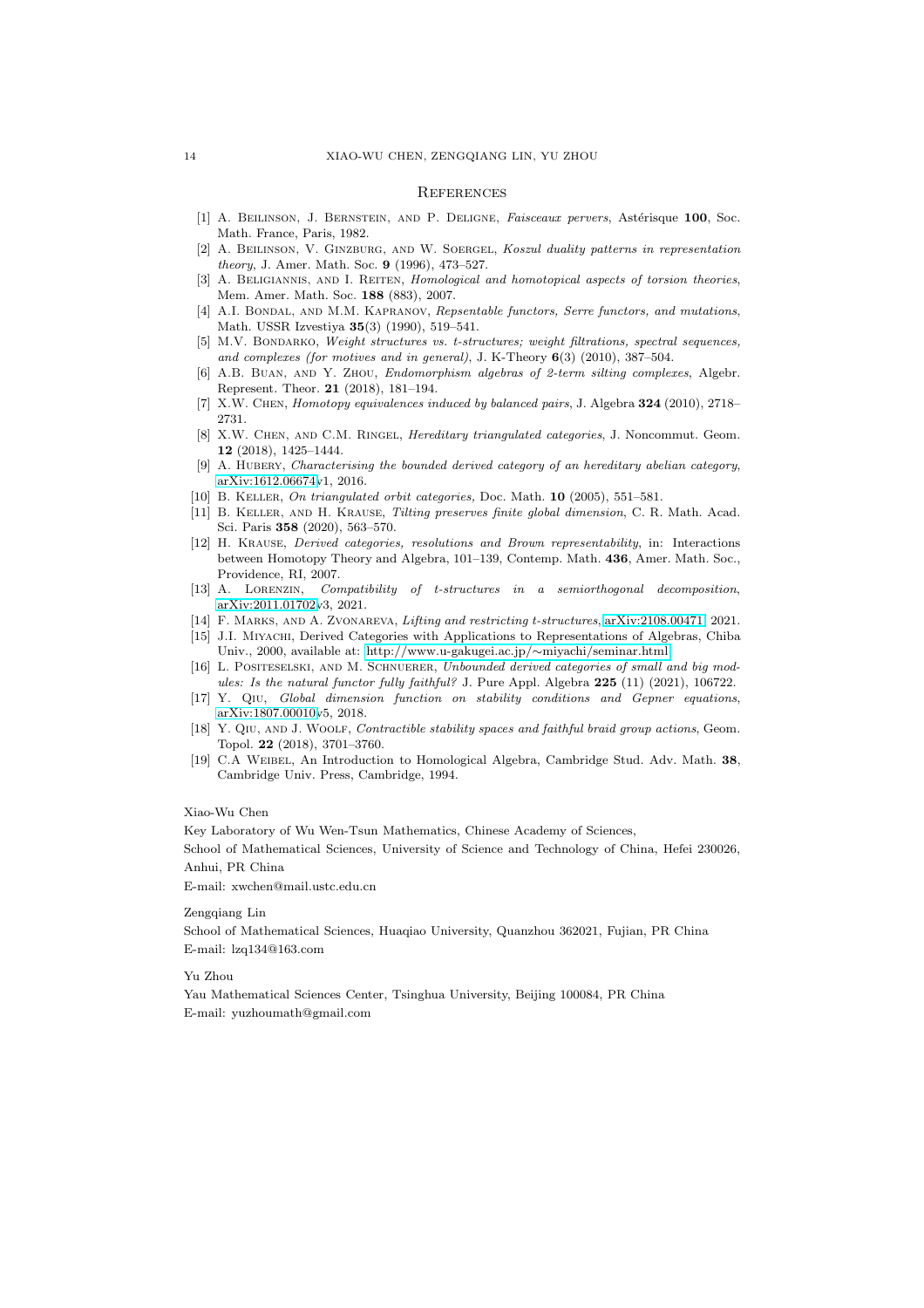## References

[1] A. Beilinson, J. Bernstein, and P. Deligne, *Faisceaux pervers*, Astérisque **100**, Soc. Math. France, Paris, 1982.

[2] A. Beilinson, V. Ginzburg, and W. Soergel, *Koszul duality patterns in representation theory*, J. Amer. Math. Soc. **9** (1996), 473–527.

[3] A. Beligiannis, and I. Reiten, *Homological and homotopical aspects of torsion theories*, Mem. Amer. Math. Soc. **188** (883), 2007.

[4] A.I. Bondal, and M.M. Kapranov, *Repsentable functors, Serre functors, and mutations*, Math. USSR Izvestiya **35**(3) (1990), 519–541.

[5] M.V. Bondarko, *Weight structures vs. t-structures; weight filtrations, spectral sequences, and complexes (for motives and in general)*, J. K-Theory **6**(3) (2010), 387–504.

[6] A.B. Buan, and Y. Zhou, *Endomorphism algebras of 2-term silting complexes*, Algebr. Represent. Theor. **21** (2018), 181–194.

[7] X.W. Chen, *Homotopy equivalences induced by balanced pairs*, J. Algebra **324** (2010), 2718–2731.

[8] X.W. Chen, and C.M. Ringel, *Hereditary triangulated categories*, J. Noncommut. Geom. **12** (2018), 1425–1444.

[9] A. Hubery, *Characterising the bounded derived category of an hereditary abelian category*, arXiv:1612.06674v1, 2016.

[10] B. Keller, *On triangulated orbit categories*, Doc. Math. **10** (2005), 551–581.

[11] B. Keller, and H. Krause, *Tilting preserves finite global dimension*, C. R. Math. Acad. Sci. Paris **358** (2020), 563–570.

[12] H. Krause, *Derived categories, resolutions and Brown representability*, in: Interactions between Homotopy Theory and Algebra, 101–139, Contemp. Math. **436**, Amer. Math. Soc., Providence, RI, 2007.

[13] A. Lorenzin, *Compatibility of t-structures in a semiorthogonal decomposition*, arXiv:2011.01702v3, 2021.

[14] F. Marks, and A. Zvonareva, *Lifting and restricting t-structures*, arXiv:2108.00471, 2021.

[15] J.I. Miyachi, Derived Categories with Applications to Representations of Algebras, Chiba Univ., 2000, available at: http://www.u-gakugei.ac.jp/∼miyachi/seminar.html.

[16] L. Positeselski, and M. Schnuerer, *Unbounded derived categories of small and big modules: Is the natural functor fully faithful?* J. Pure Appl. Algebra **225** (11) (2021), 106722.

[17] Y. Qiu, *Global dimension function on stability conditions and Gepner equations*, arXiv:1807.00010v5, 2018.

[18] Y. Qiu, and J. Woolf, *Contractible stability spaces and faithful braid group actions*, Geom. Topol. **22** (2018), 3701–3760.

[19] C.A Weibel, An Introduction to Homological Algebra, Cambridge Stud. Adv. Math. **38**, Cambridge Univ. Press, Cambridge, 1994.

Xiao-Wu Chen

Key Laboratory of Wu Wen-Tsun Mathematics, Chinese Academy of Sciences,

School of Mathematical Sciences, University of Science and Technology of China, Hefei 230026, Anhui, PR China

E-mail: xwchen@mail.ustc.edu.cn

Zengqiang Lin

School of Mathematical Sciences, Huaqiao University, Quanzhou 362021, Fujian, PR China

E-mail: lzq134@163.com

Yu Zhou

Yau Mathematical Sciences Center, Tsinghua University, Beijing 100084, PR China

E-mail: yuzhoumath@gmail.com